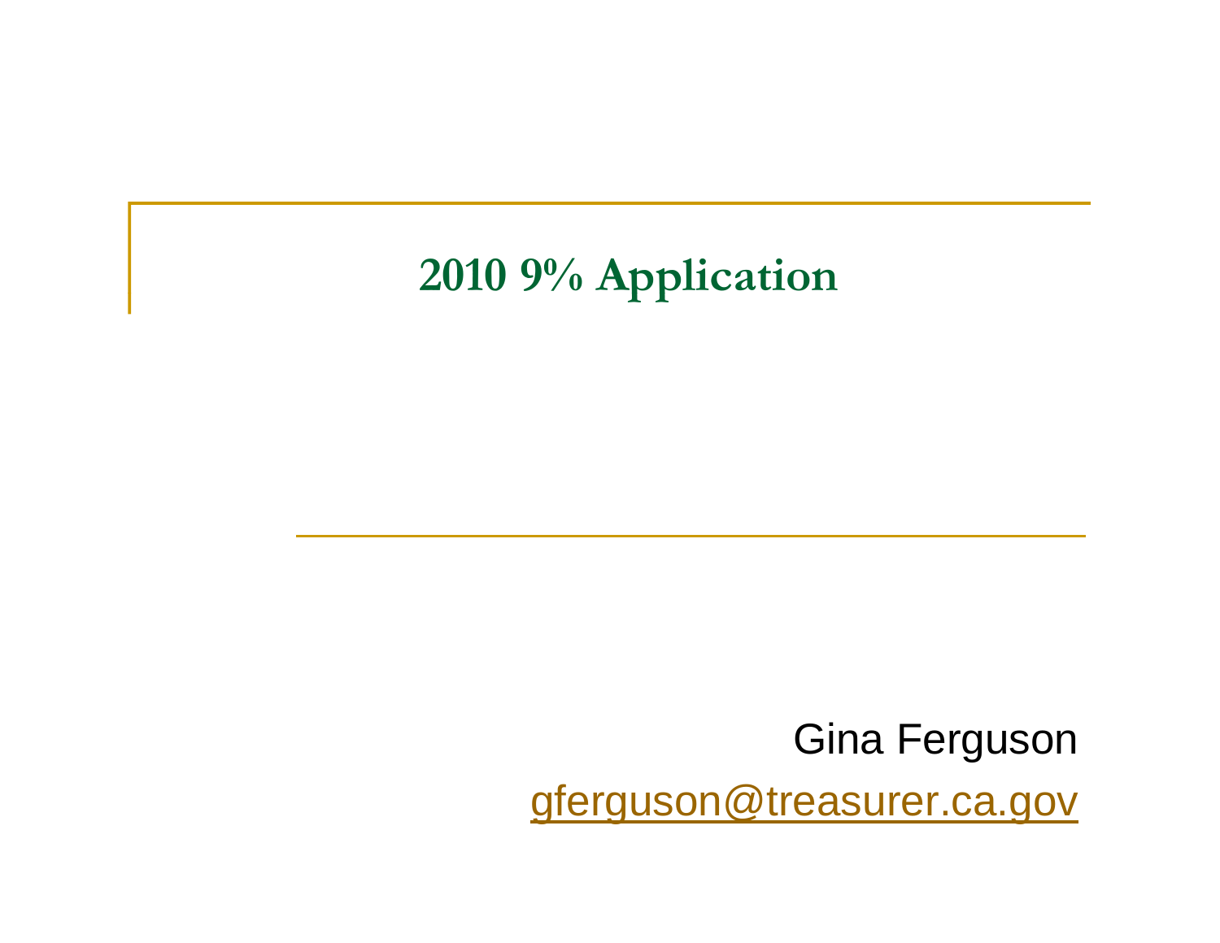# 2010 9% Application

Gina Ferguson

gferguson@treasurer.ca.gov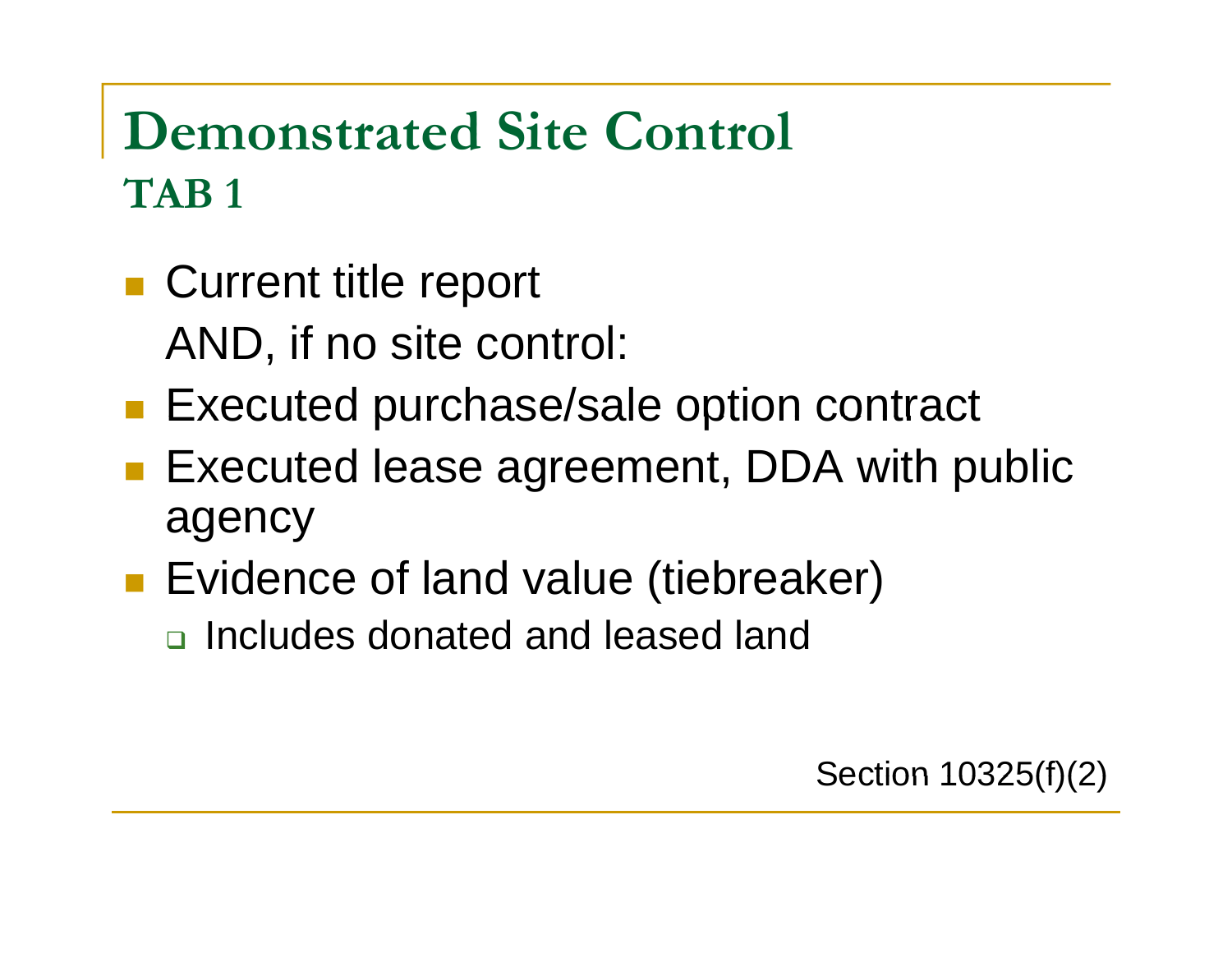# Demonstrated Site Control

## TAB 1

- Current title report

  AND, if no site control:

- Executed purchase/sale option contract
- Executed lease agreement, DDA with public agency
- Evidence of land value (tiebreaker)
  - Includes donated and leased land

Section 10325(f)(2)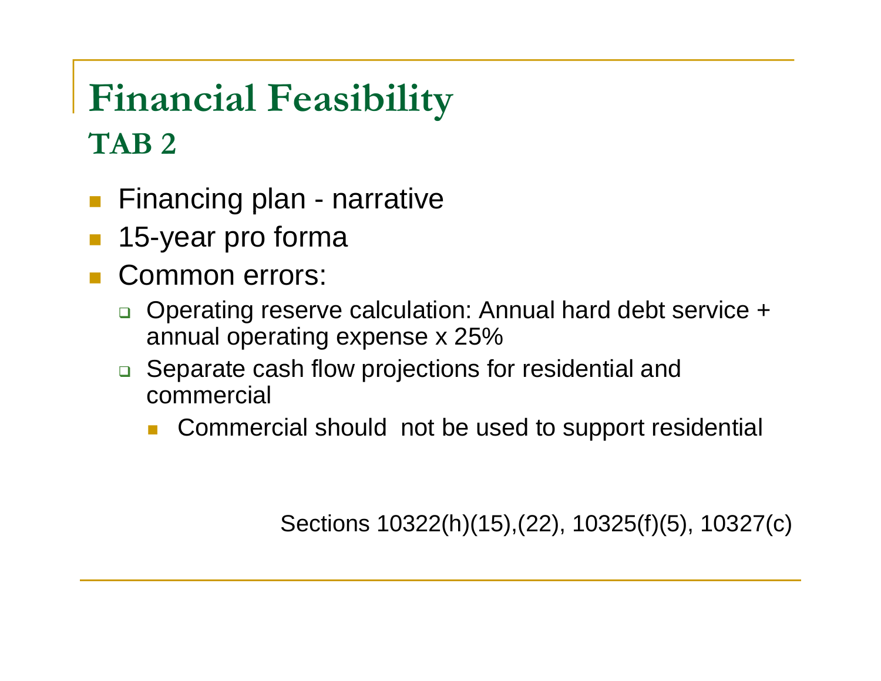# Financial Feasibility

## TAB 2

- Financing plan - narrative
- 15-year pro forma
- Common errors:
  - Operating reserve calculation: Annual hard debt service + annual operating expense x 25%
  - Separate cash flow projections for residential and commercial
    - Commercial should not be used to support residential

Sections 10322(h)(15),(22), 10325(f)(5), 10327(c)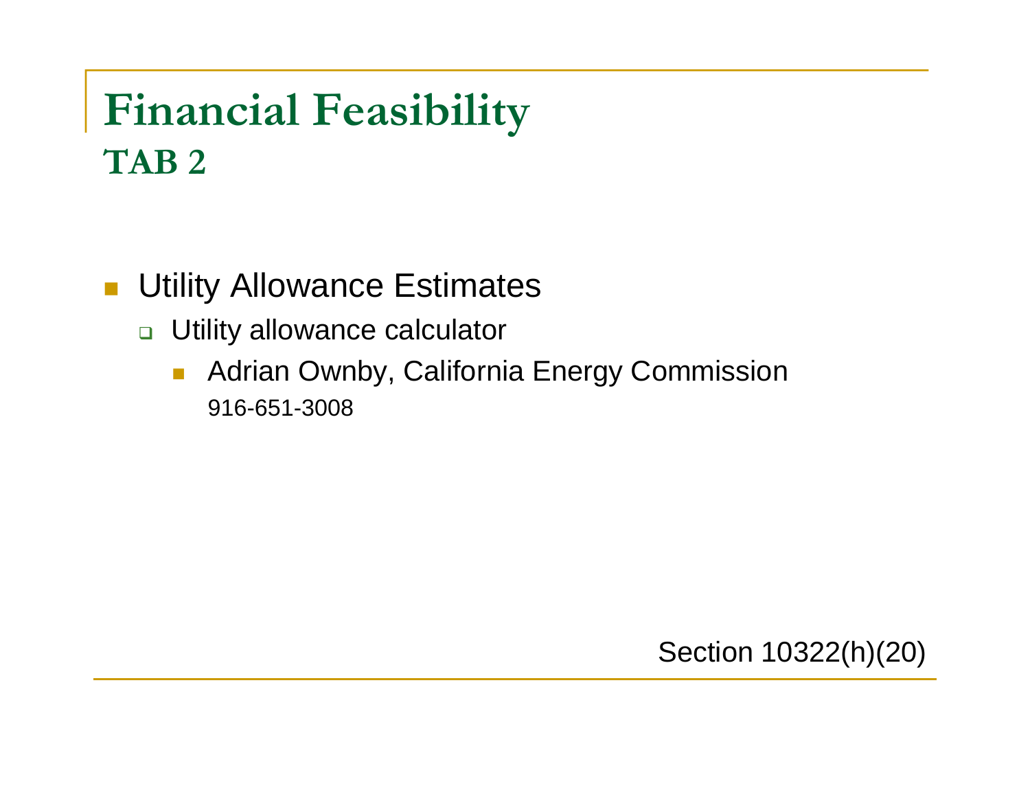# Financial Feasibility
## TAB 2

- Utility Allowance Estimates
  - Utility allowance calculator
    - Adrian Ownby, California Energy Commission
      916-651-3008

Section 10322(h)(20)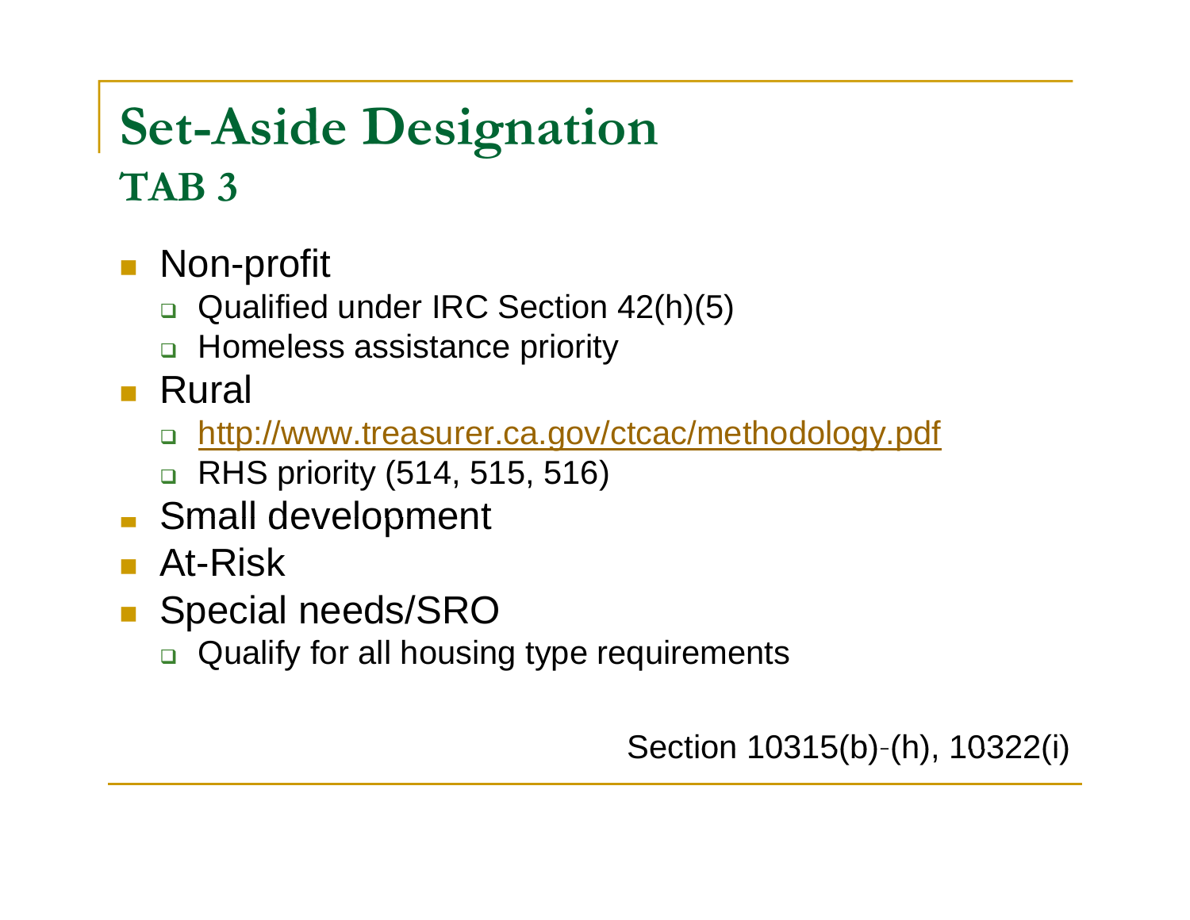# Set-Aside Designation

## TAB 3

- Non-profit
  - Qualified under IRC Section 42(h)(5)
  - Homeless assistance priority
- Rural
  - [http://www.treasurer.ca.gov/ctcac/methodology.pdf](http://www.treasurer.ca.gov/ctcac/methodology.pdf)
  - RHS priority (514, 515, 516)
- Small development
- At-Risk
- Special needs/SRO
  - Qualify for all housing type requirements

Section 10315(b)-(h), 10322(i)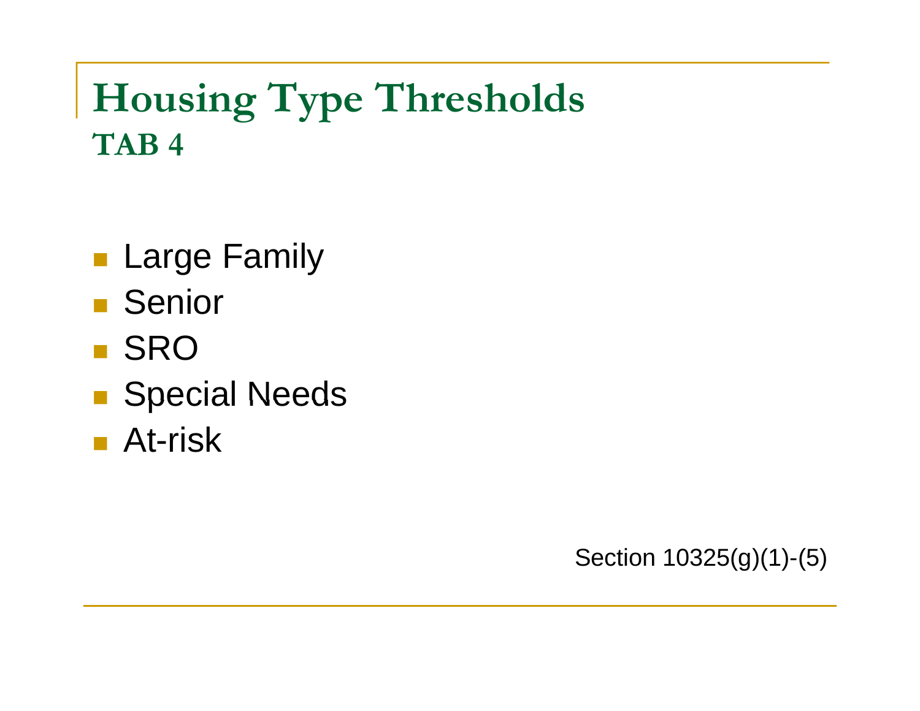# Housing Type Thresholds
## TAB 4

- Large Family
- Senior
- SRO
- Special Needs
- At-risk

Section 10325(g)(1)-(5)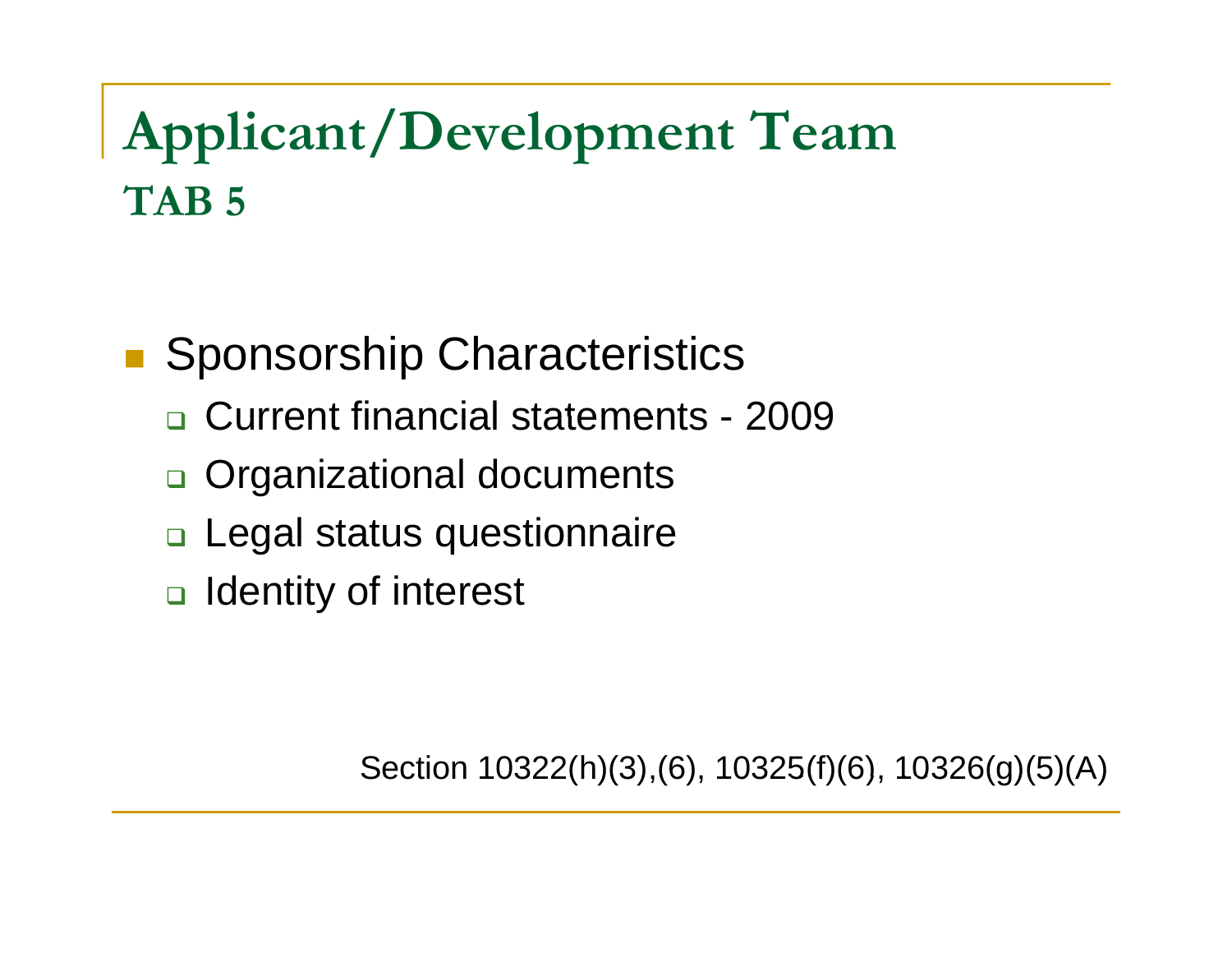# Applicant/Development Team

## TAB 5

- Sponsorship Characteristics
  - Current financial statements - 2009
  - Organizational documents
  - Legal status questionnaire
  - Identity of interest

Section 10322(h)(3),(6), 10325(f)(6), 10326(g)(5)(A)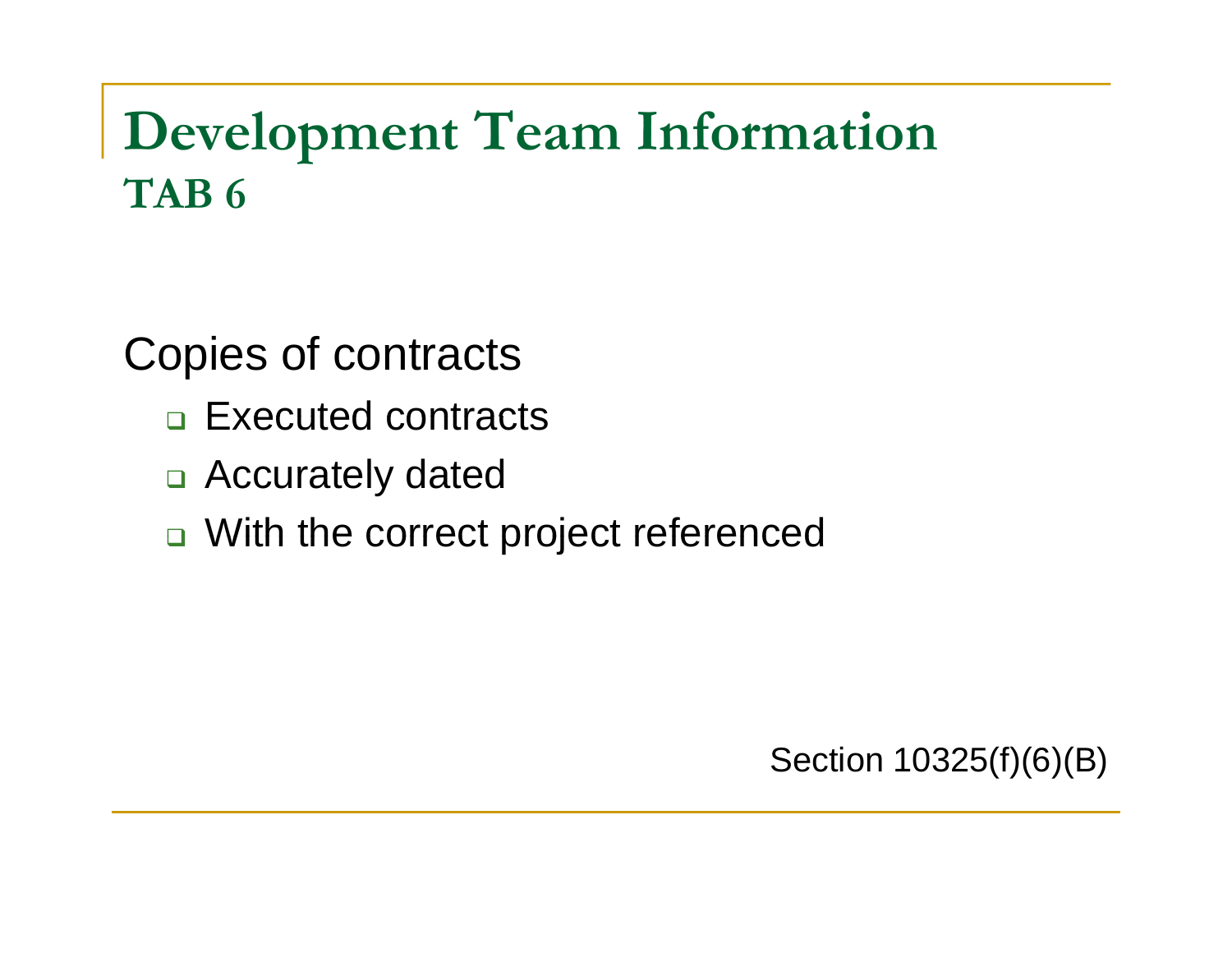# Development Team Information

## TAB 6

Copies of contracts

- Executed contracts
- Accurately dated
- With the correct project referenced

Section 10325(f)(6)(B)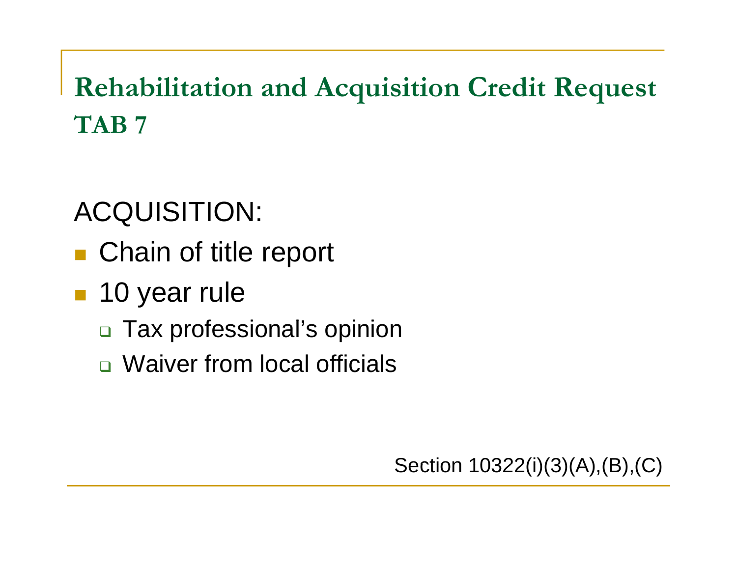# Rehabilitation and Acquisition Credit Request
## TAB 7

ACQUISITION:

- Chain of title report
- 10 year rule
  - Tax professional's opinion
  - Waiver from local officials

Section 10322(i)(3)(A),(B),(C)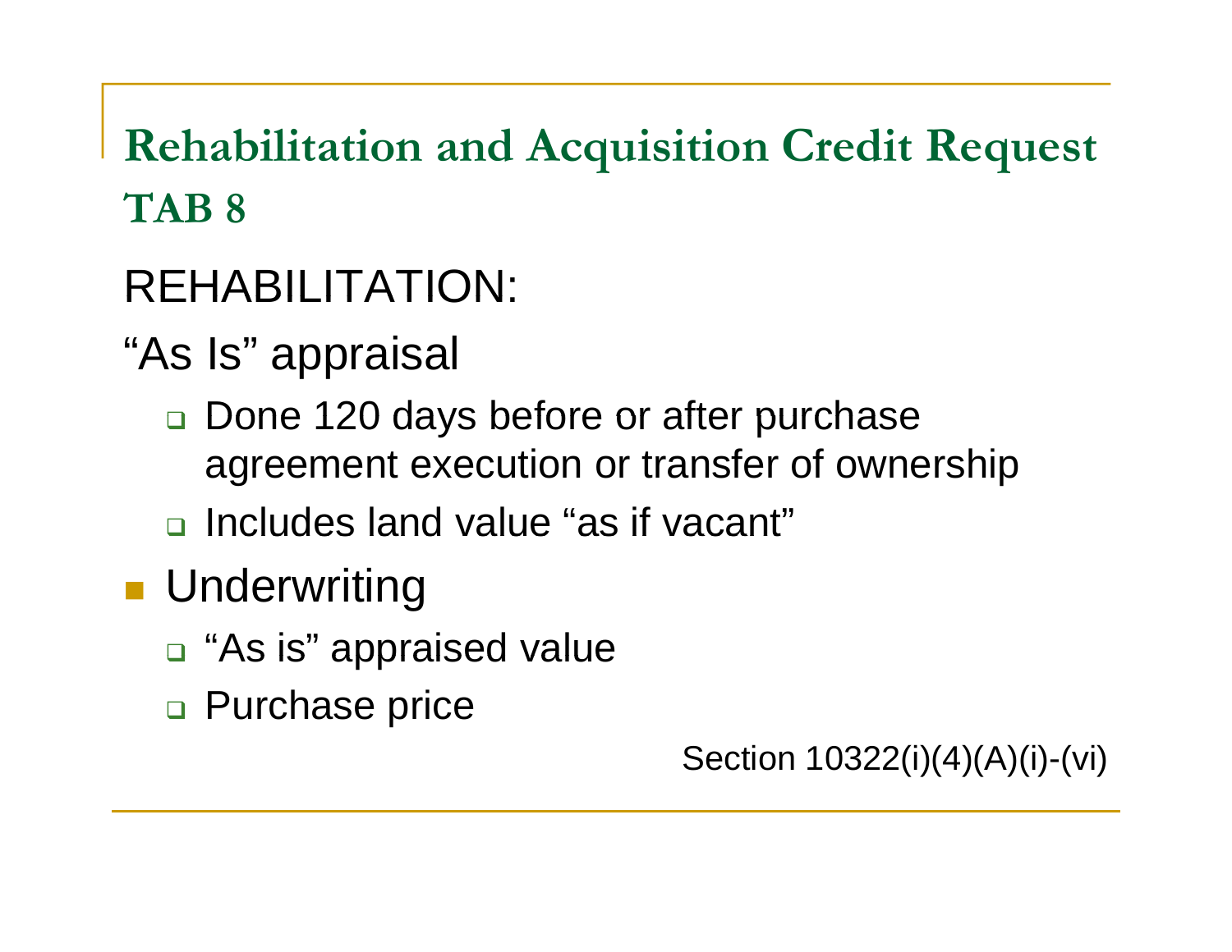# Rehabilitation and Acquisition Credit Request
## TAB 8

REHABILITATION:

"As Is" appraisal

- Done 120 days before or after purchase agreement execution or transfer of ownership
- Includes land value "as if vacant"

- Underwriting
  - "As is" appraised value
  - Purchase price

Section 10322(i)(4)(A)(i)-(vi)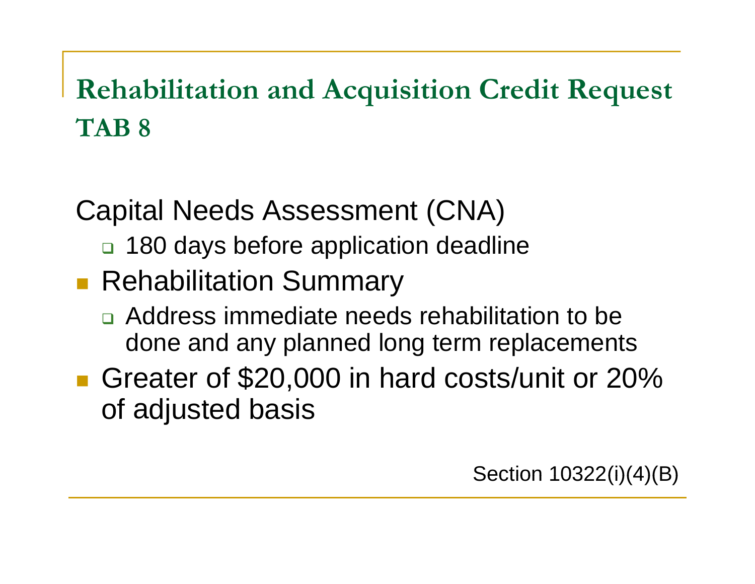# Rehabilitation and Acquisition Credit Request
## TAB 8

Capital Needs Assessment (CNA)

- 180 days before application deadline

- Rehabilitation Summary
  - Address immediate needs rehabilitation to be done and any planned long term replacements
- Greater of $20,000 in hard costs/unit or 20% of adjusted basis

Section 10322(i)(4)(B)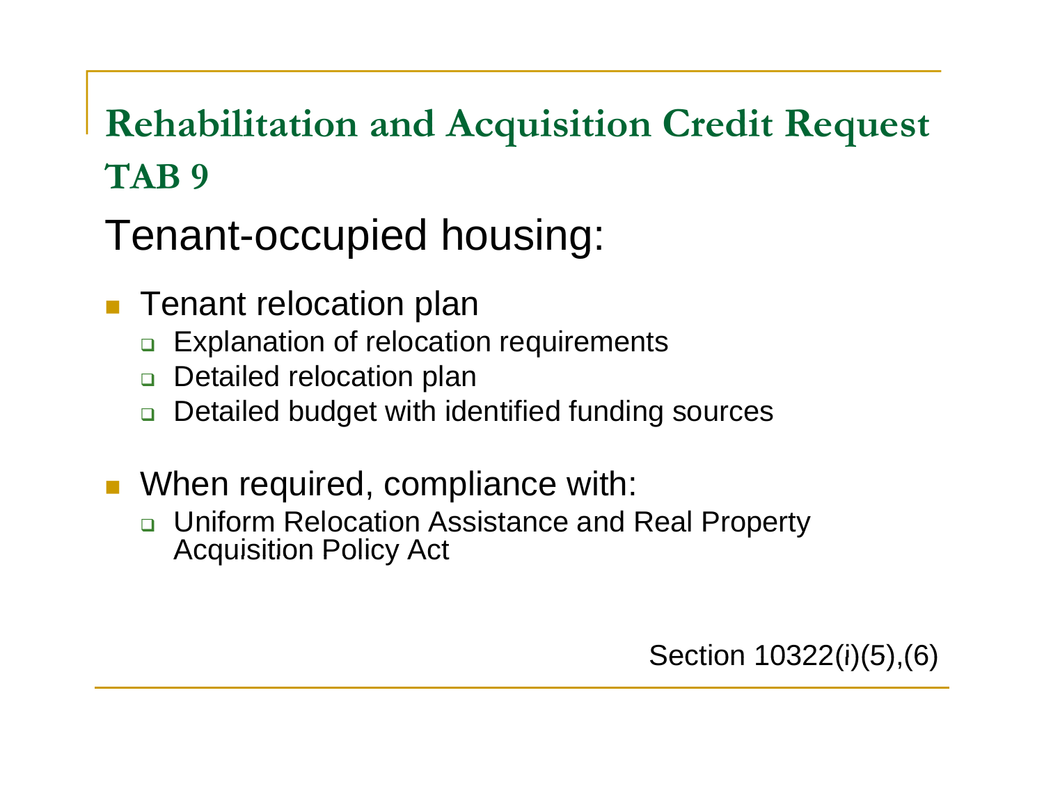# Rehabilitation and Acquisition Credit Request
## TAB 9

## Tenant-occupied housing:

- Tenant relocation plan
  - Explanation of relocation requirements
  - Detailed relocation plan
  - Detailed budget with identified funding sources

- When required, compliance with:
  - Uniform Relocation Assistance and Real Property Acquisition Policy Act

Section 10322(*i*)(5),(6)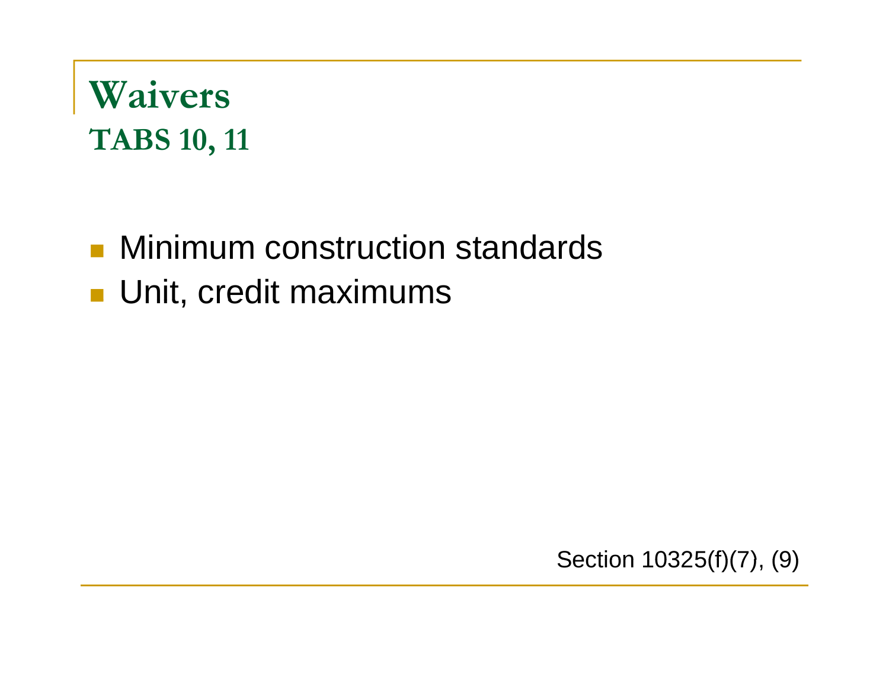# Waivers

## TABS 10, 11

- Minimum construction standards
- Unit, credit maximums

Section 10325(f)(7), (9)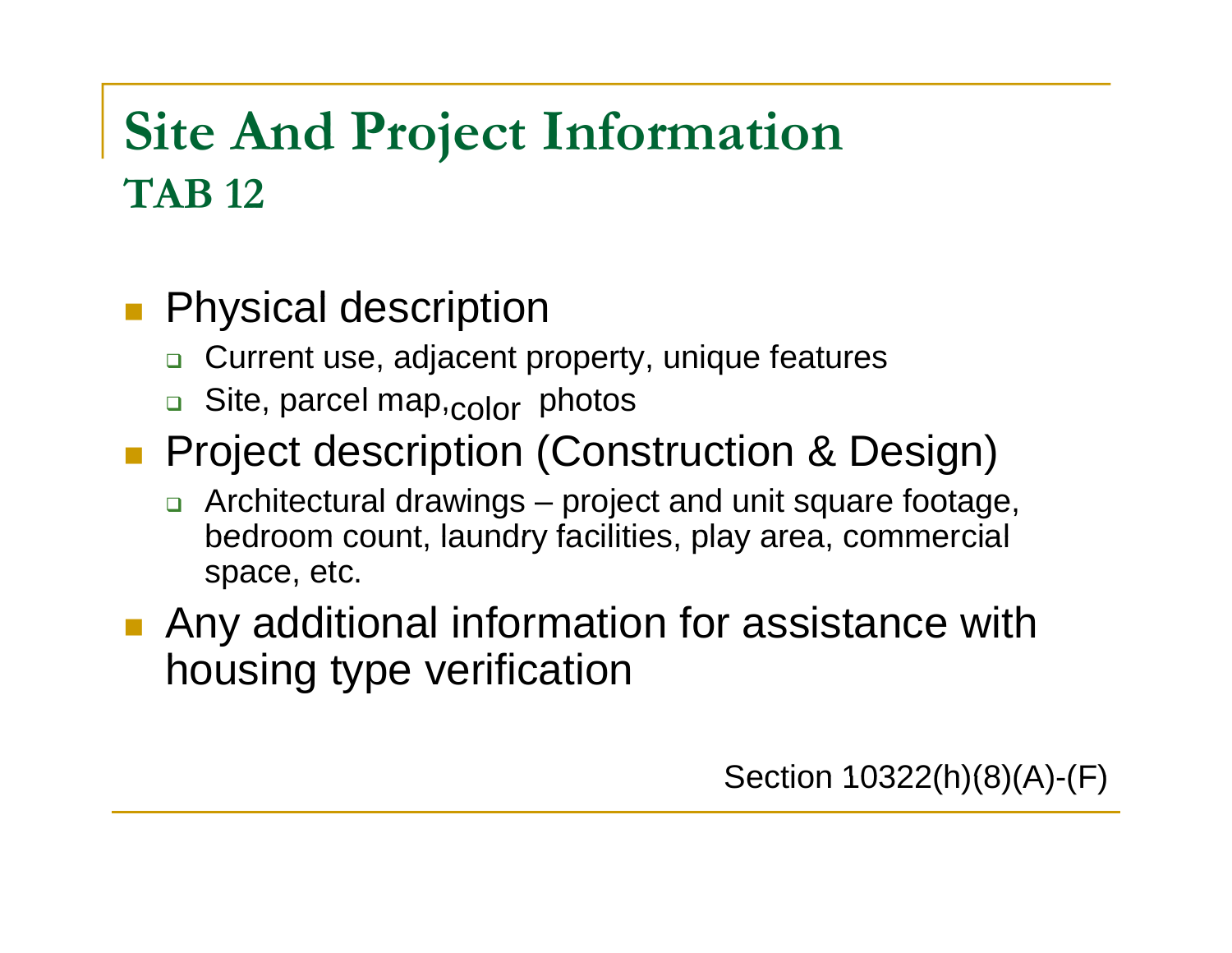# Site And Project Information

## TAB 12

- Physical description
  - Current use, adjacent property, unique features
  - Site, parcel map, color photos
- Project description (Construction & Design)
  - Architectural drawings – project and unit square footage, bedroom count, laundry facilities, play area, commercial space, etc.
- Any additional information for assistance with housing type verification

Section 10322(h)(8)(A)-(F)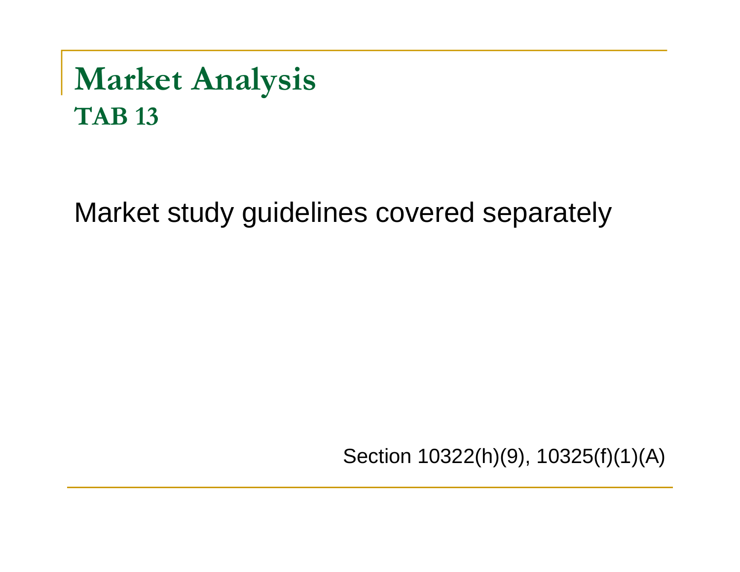# Market Analysis

## TAB 13

Market study guidelines covered separately

Section 10322(h)(9), 10325(f)(1)(A)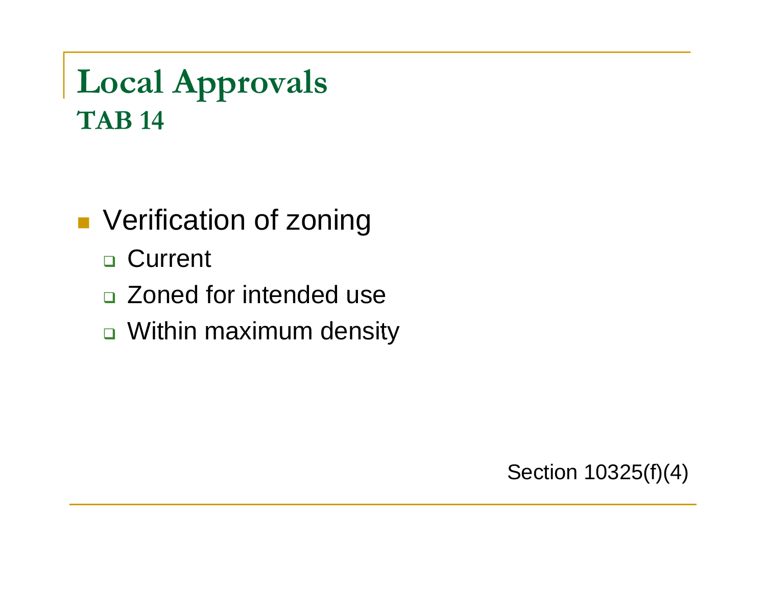# Local Approvals
## TAB 14

- Verification of zoning
  - Current
  - Zoned for intended use
  - Within maximum density

Section 10325(f)(4)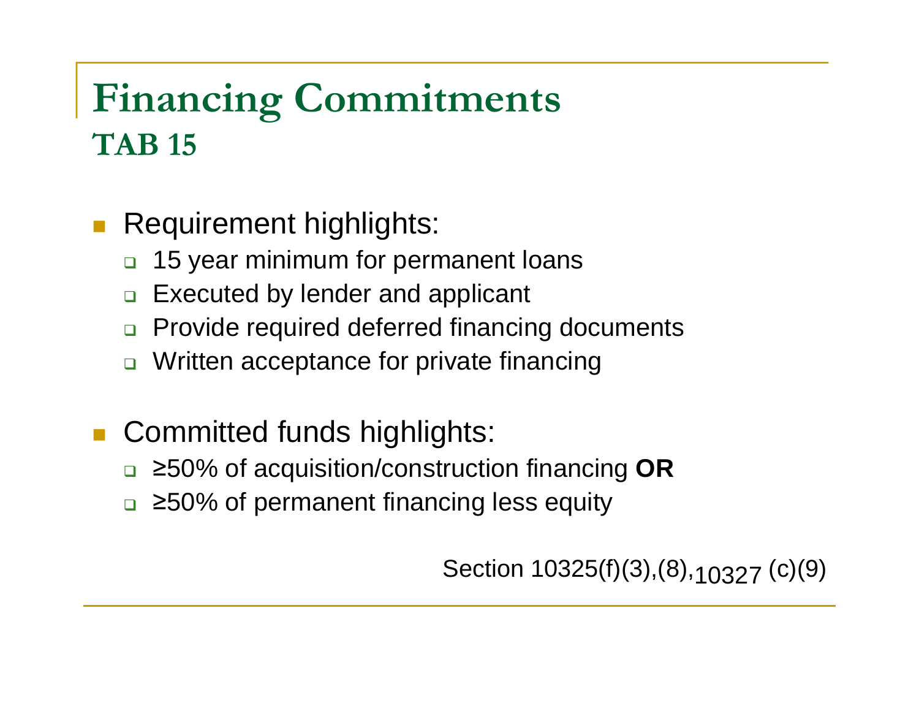# Financing Commitments
## TAB 15

- Requirement highlights:
  - 15 year minimum for permanent loans
  - Executed by lender and applicant
  - Provide required deferred financing documents
  - Written acceptance for private financing

- Committed funds highlights:
  - ≥50% of acquisition/construction financing **OR**
  - ≥50% of permanent financing less equity

Section 10325(f)(3),(8), 10327 (c)(9)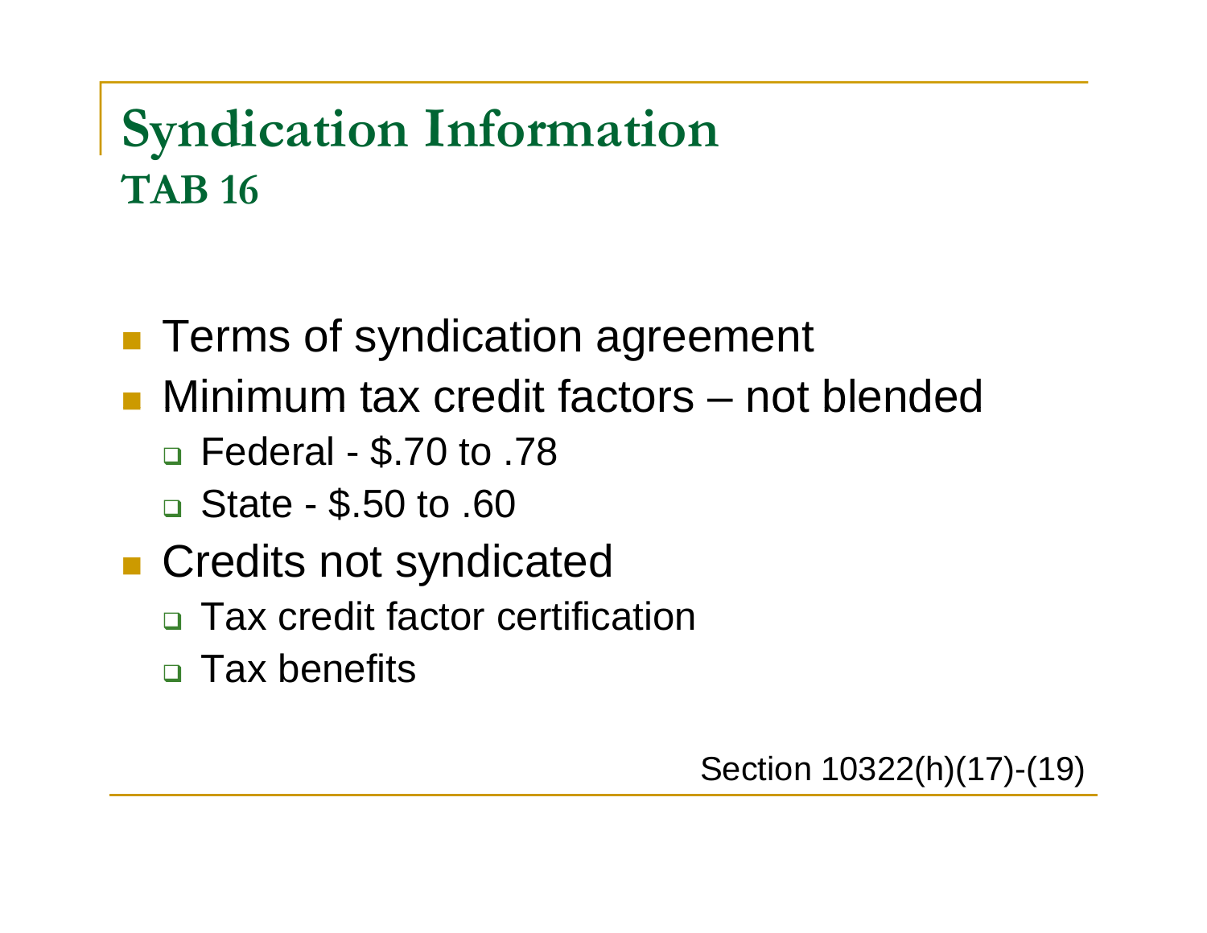# Syndication Information

## TAB 16

- Terms of syndication agreement
- Minimum tax credit factors – not blended
  - Federal - $.70 to .78
  - State - $.50 to .60
- Credits not syndicated
  - Tax credit factor certification
  - Tax benefits

Section 10322(h)(17)-(19)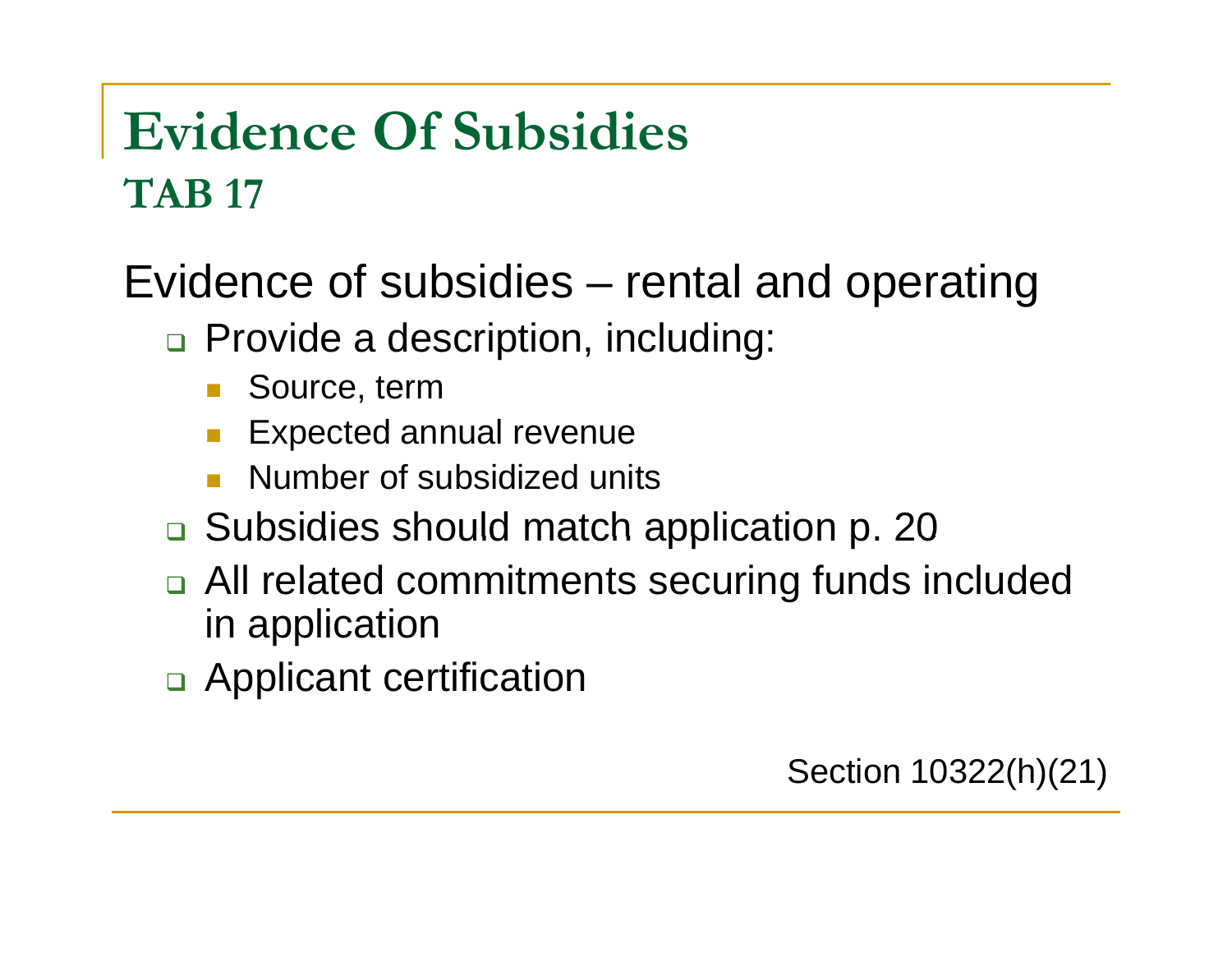# Evidence Of Subsidies

## TAB 17

Evidence of subsidies – rental and operating

- Provide a description, including:
  - Source, term
  - Expected annual revenue
  - Number of subsidized units
- Subsidies should match application p. 20
- All related commitments securing funds included in application
- Applicant certification

Section 10322(h)(21)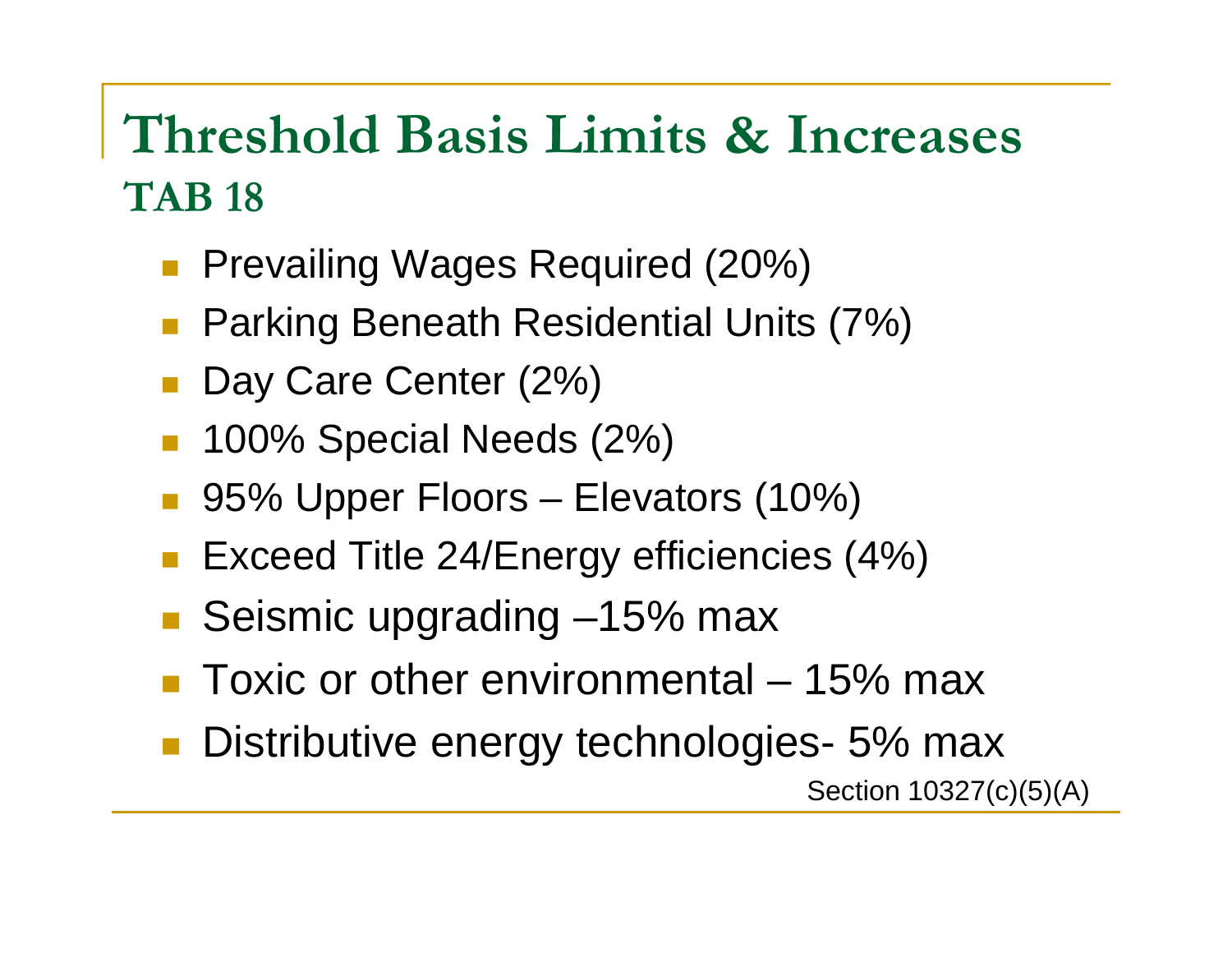# Threshold Basis Limits & Increases

## TAB 18

- Prevailing Wages Required (20%)
- Parking Beneath Residential Units (7%)
- Day Care Center (2%)
- 100% Special Needs (2%)
- 95% Upper Floors – Elevators (10%)
- Exceed Title 24/Energy efficiencies (4%)
- Seismic upgrading –15% max
- Toxic or other environmental – 15% max
- Distributive energy technologies- 5% max

Section 10327(c)(5)(A)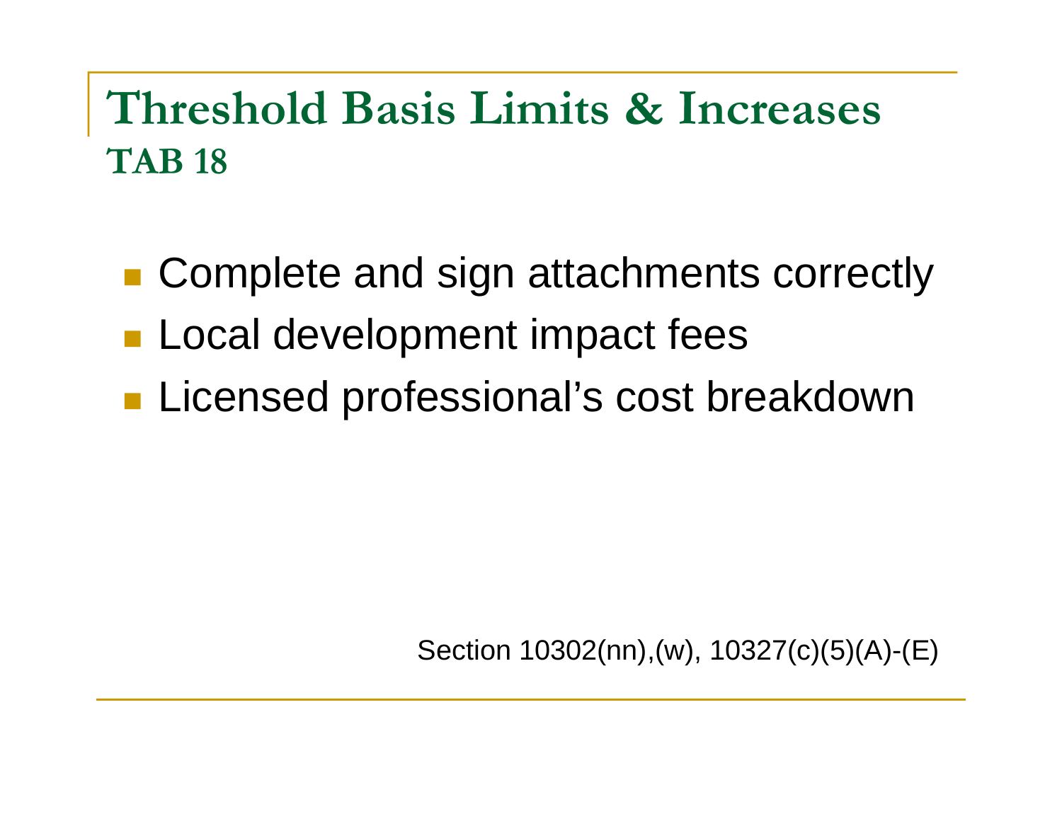# Threshold Basis Limits & Increases

## TAB 18

- Complete and sign attachments correctly
- Local development impact fees
- Licensed professional's cost breakdown

Section 10302(nn),(w), 10327(c)(5)(A)-(E)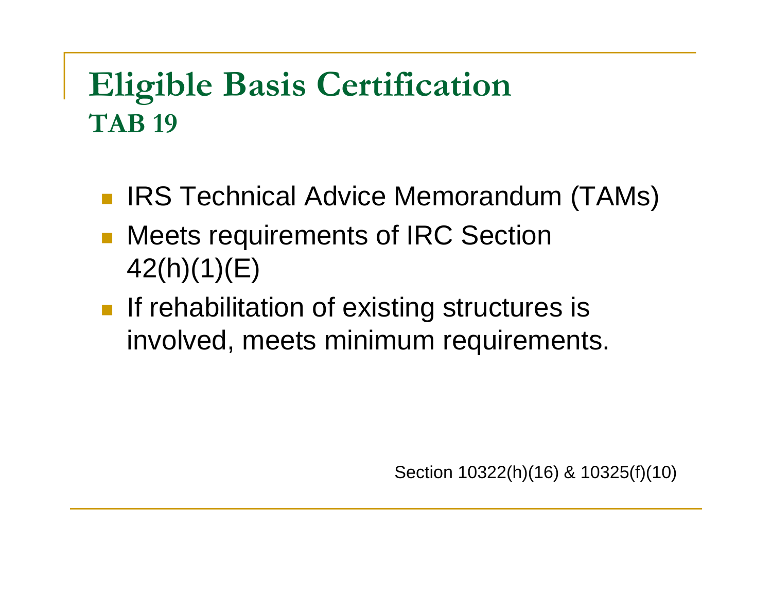# Eligible Basis Certification
## TAB 19

- IRS Technical Advice Memorandum (TAMs)
- Meets requirements of IRC Section 42(h)(1)(E)
- If rehabilitation of existing structures is involved, meets minimum requirements.

Section 10322(h)(16) & 10325(f)(10)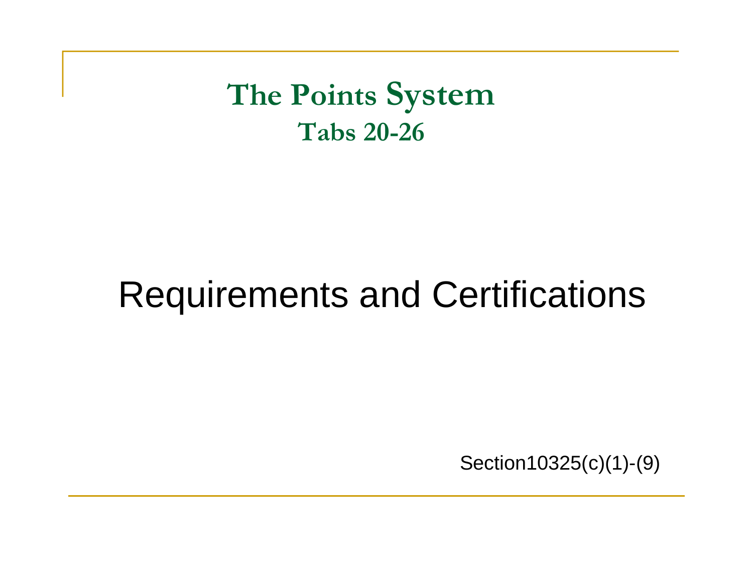# The Points System
## Tabs 20-26

## Requirements and Certifications

Section10325(c)(1)-(9)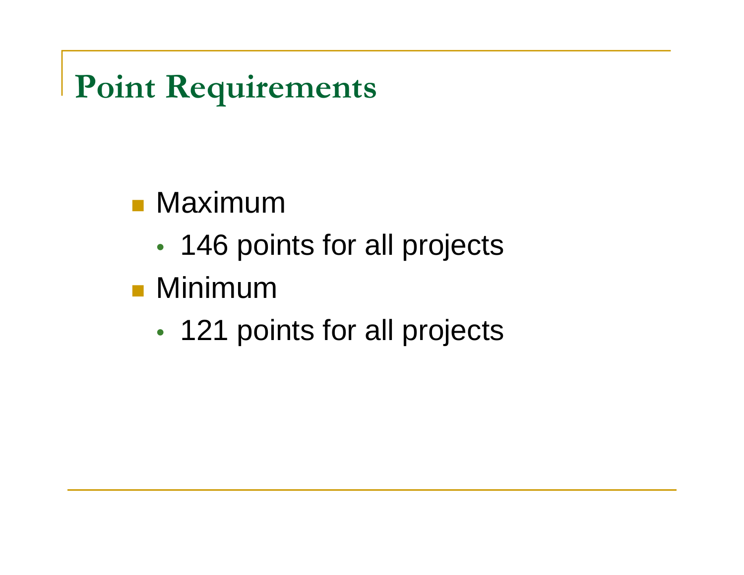# Point Requirements

- Maximum
  - 146 points for all projects
- Minimum
  - 121 points for all projects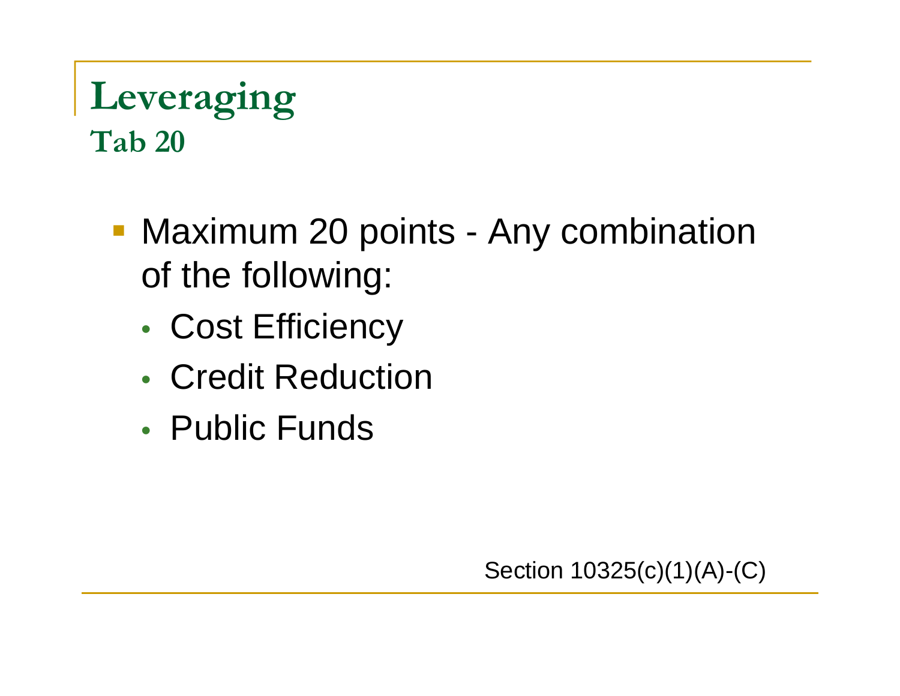# Leveraging
## Tab 20

- Maximum 20 points - Any combination of the following:
  - Cost Efficiency
  - Credit Reduction
  - Public Funds

Section 10325(c)(1)(A)-(C)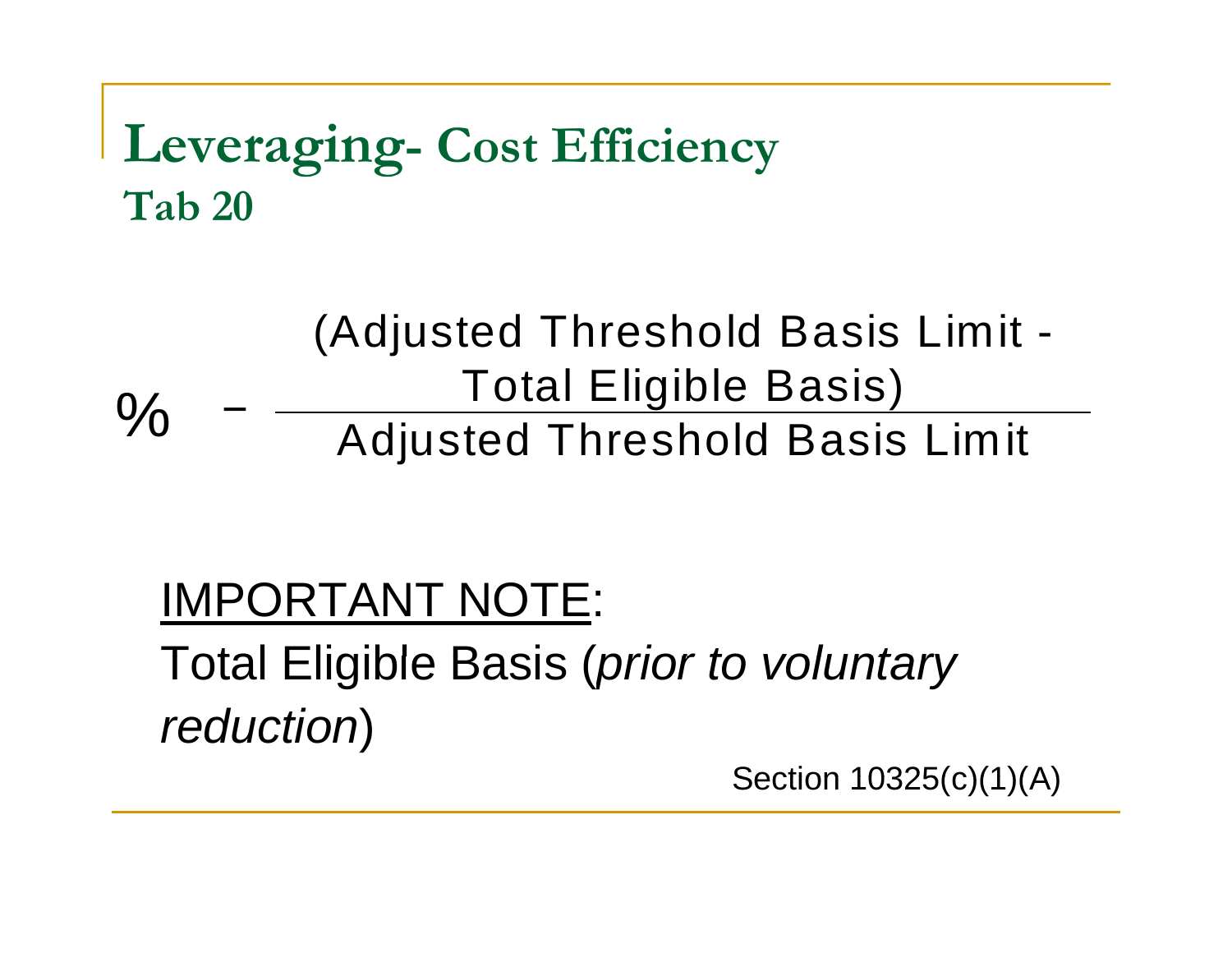# Leveraging- Cost Efficiency
## Tab 20

$$\% = \frac{(\text{Adjusted Threshold Basis Limit} - \text{Total Eligible Basis})}{\text{Adjusted Threshold Basis Limit}}$$

<u>IMPORTANT NOTE</u>:

Total Eligible Basis (*prior to voluntary reduction*)

Section 10325(c)(1)(A)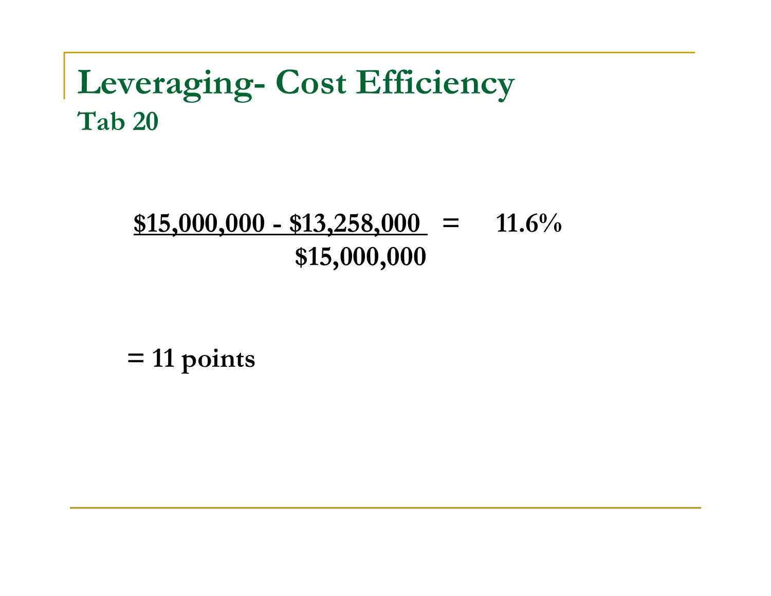# Leveraging- Cost Efficiency

## Tab 20

$$\frac{\$15{,}000{,}000 - \$13{,}258{,}000}{\$15{,}000{,}000} = 11.6\%$$

**= 11 points**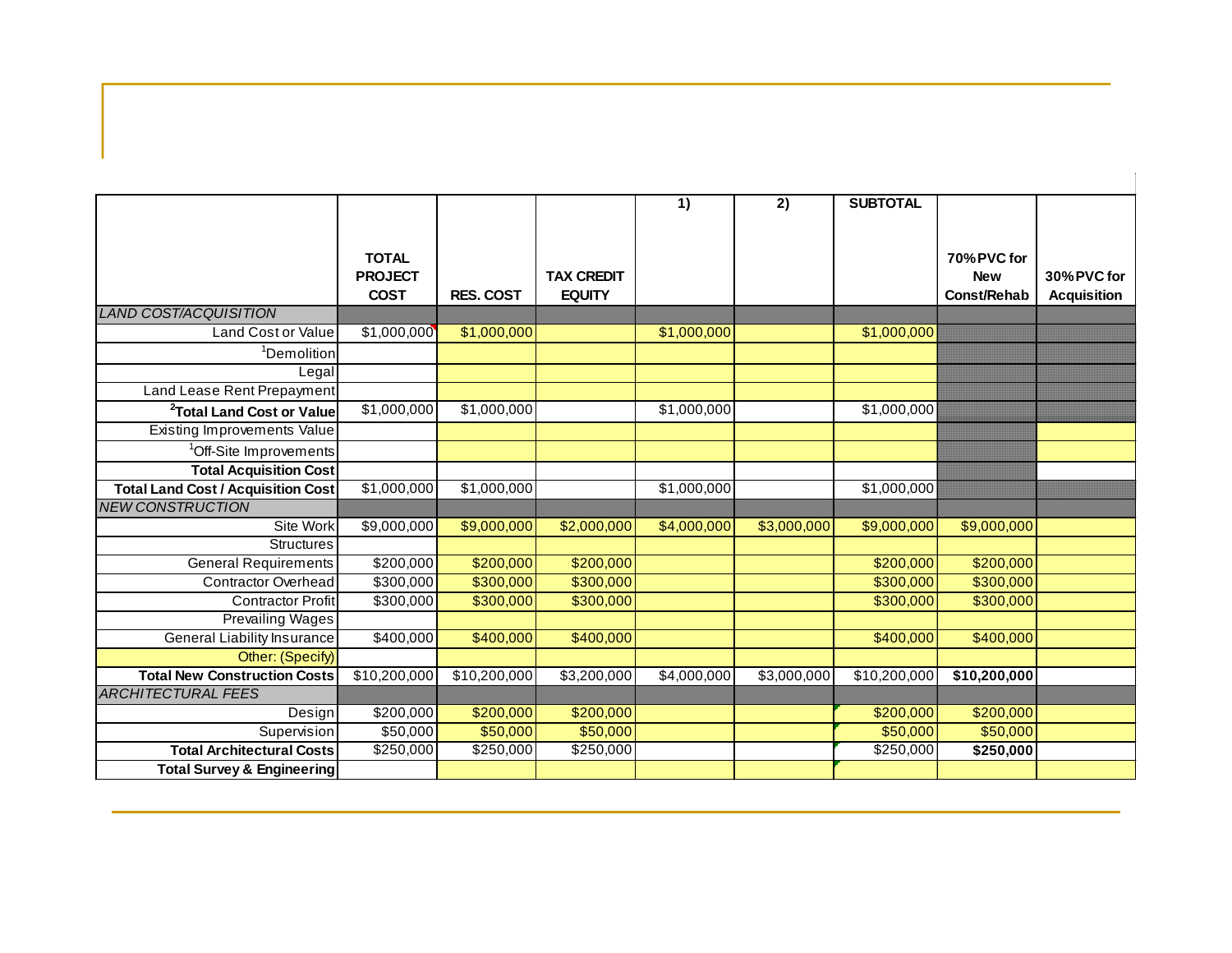| | TOTAL PROJECT COST | RES. COST | TAX CREDIT EQUITY | 1) | 2) | SUBTOTAL | 70% PVC for New Const/Rehab | 30% PVC for Acquisition |
|---|---|---|---|---|---|---|---|---|
| *LAND COST/ACQUISITION* | | | | | | | | |
| Land Cost or Value | $1,000,000 | $1,000,000 | | $1,000,000 | | $1,000,000 | | |
| [1]Demolition | | | | | | | | |
| Legal | | | | | | | | |
| Land Lease Rent Prepayment | | | | | | | | |
| **[2]Total Land Cost or Value** | $1,000,000 | $1,000,000 | | $1,000,000 | | $1,000,000 | | |
| Existing Improvements Value | | | | | | | | |
| [1]Off-Site Improvements | | | | | | | | |
| **Total Acquisition Cost** | | | | | | | | |
| **Total Land Cost / Acquisition Cost** | $1,000,000 | $1,000,000 | | $1,000,000 | | $1,000,000 | | |
| *NEW CONSTRUCTION* | | | | | | | | |
| Site Work | $9,000,000 | $9,000,000 | $2,000,000 | $4,000,000 | $3,000,000 | $9,000,000 | $9,000,000 | |
| Structures | | | | | | | | |
| General Requirements | $200,000 | $200,000 | $200,000 | | | $200,000 | $200,000 | |
| Contractor Overhead | $300,000 | $300,000 | $300,000 | | | $300,000 | $300,000 | |
| Contractor Profit | $300,000 | $300,000 | $300,000 | | | $300,000 | $300,000 | |
| Prevailing Wages | | | | | | | | |
| General Liability Insurance | $400,000 | $400,000 | $400,000 | | | $400,000 | $400,000 | |
| Other: (Specify) | | | | | | | | |
| **Total New Construction Costs** | $10,200,000 | $10,200,000 | $3,200,000 | $4,000,000 | $3,000,000 | $10,200,000 | **$10,200,000** | |
| *ARCHITECTURAL FEES* | | | | | | | | |
| Design | $200,000 | $200,000 | $200,000 | | | $200,000 | $200,000 | |
| Supervision | $50,000 | $50,000 | $50,000 | | | $50,000 | $50,000 | |
| **Total Architectural Costs** | $250,000 | $250,000 | $250,000 | | | $250,000 | **$250,000** | |
| **Total Survey & Engineering** | | | | | | | | |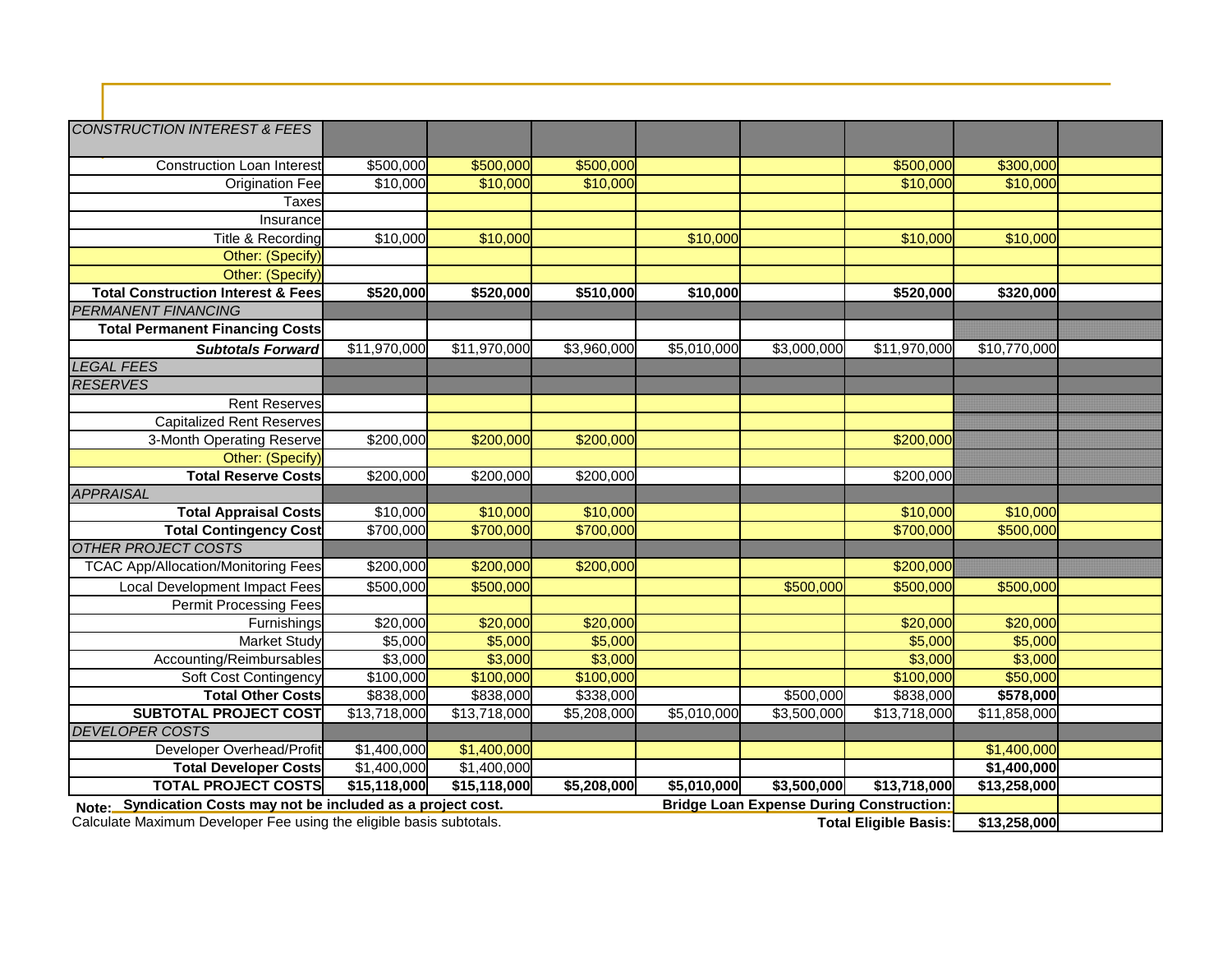| CONSTRUCTION INTEREST & FEES | | | | | | | | |
|---|---|---|---|---|---|---|---|---|
| Construction Loan Interest | $500,000 | $500,000 | $500,000 | | | $500,000 | $300,000 | |
| Origination Fee | $10,000 | $10,000 | $10,000 | | | $10,000 | $10,000 | |
| Taxes | | | | | | | | |
| Insurance | | | | | | | | |
| Title & Recording | $10,000 | $10,000 | | $10,000 | | $10,000 | $10,000 | |
| Other: (Specify) | | | | | | | | |
| Other: (Specify) | | | | | | | | |
| **Total Construction Interest & Fees** | **$520,000** | **$520,000** | **$510,000** | **$10,000** | | **$520,000** | **$320,000** | |
| *PERMANENT FINANCING* | | | | | | | | |
| **Total Permanent Financing Costs** | | | | | | | | |
| ***Subtotals Forward*** | $11,970,000 | $11,970,000 | $3,960,000 | $5,010,000 | $3,000,000 | $11,970,000 | $10,770,000 | |
| *LEGAL FEES* | | | | | | | | |
| *RESERVES* | | | | | | | | |
| Rent Reserves | | | | | | | | |
| Capitalized Rent Reserves | | | | | | | | |
| 3-Month Operating Reserve | $200,000 | $200,000 | $200,000 | | | $200,000 | | |
| Other: (Specify) | | | | | | | | |
| **Total Reserve Costs** | $200,000 | $200,000 | $200,000 | | | $200,000 | | |
| *APPRAISAL* | | | | | | | | |
| **Total Appraisal Costs** | $10,000 | $10,000 | $10,000 | | | $10,000 | $10,000 | |
| **Total Contingency Cost** | $700,000 | $700,000 | $700,000 | | | $700,000 | $500,000 | |
| *OTHER PROJECT COSTS* | | | | | | | | |
| TCAC App/Allocation/Monitoring Fees | $200,000 | $200,000 | $200,000 | | | $200,000 | | |
| Local Development Impact Fees | $500,000 | $500,000 | | | $500,000 | $500,000 | $500,000 | |
| Permit Processing Fees | | | | | | | | |
| Furnishings | $20,000 | $20,000 | $20,000 | | | $20,000 | $20,000 | |
| Market Study | $5,000 | $5,000 | $5,000 | | | $5,000 | $5,000 | |
| Accounting/Reimbursables | $3,000 | $3,000 | $3,000 | | | $3,000 | $3,000 | |
| Soft Cost Contingency | $100,000 | $100,000 | $100,000 | | | $100,000 | $50,000 | |
| **Total Other Costs** | $838,000 | $838,000 | $338,000 | | $500,000 | $838,000 | **$578,000** | |
| **SUBTOTAL PROJECT COST** | $13,718,000 | $13,718,000 | $5,208,000 | $5,010,000 | $3,500,000 | $13,718,000 | $11,858,000 | |
| *DEVELOPER COSTS* | | | | | | | | |
| Developer Overhead/Profit | $1,400,000 | $1,400,000 | | | | | $1,400,000 | |
| **Total Developer Costs** | $1,400,000 | $1,400,000 | | | | | **$1,400,000** | |
| **TOTAL PROJECT COSTS** | **$15,118,000** | **$15,118,000** | **$5,208,000** | **$5,010,000** | **$3,500,000** | **$13,718,000** | **$13,258,000** | |
| | | | | | | **Bridge Loan Expense During Construction:** | | |
| | | | | | | **Total Eligible Basis:** | **$13,258,000** | |

**Note:** **Syndication Costs may not be included as a project cost.**

Calculate Maximum Developer Fee using the eligible basis subtotals.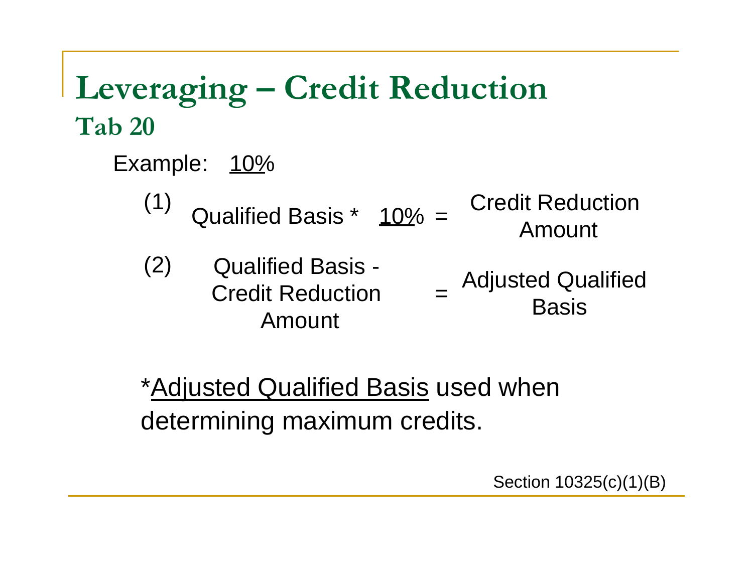# Leveraging – Credit Reduction

## Tab 20

Example: 10%

(1) Qualified Basis * 10% = Credit Reduction Amount

(2) Qualified Basis - Credit Reduction Amount = Adjusted Qualified Basis

*Adjusted Qualified Basis used when determining maximum credits.

Section 10325(c)(1)(B)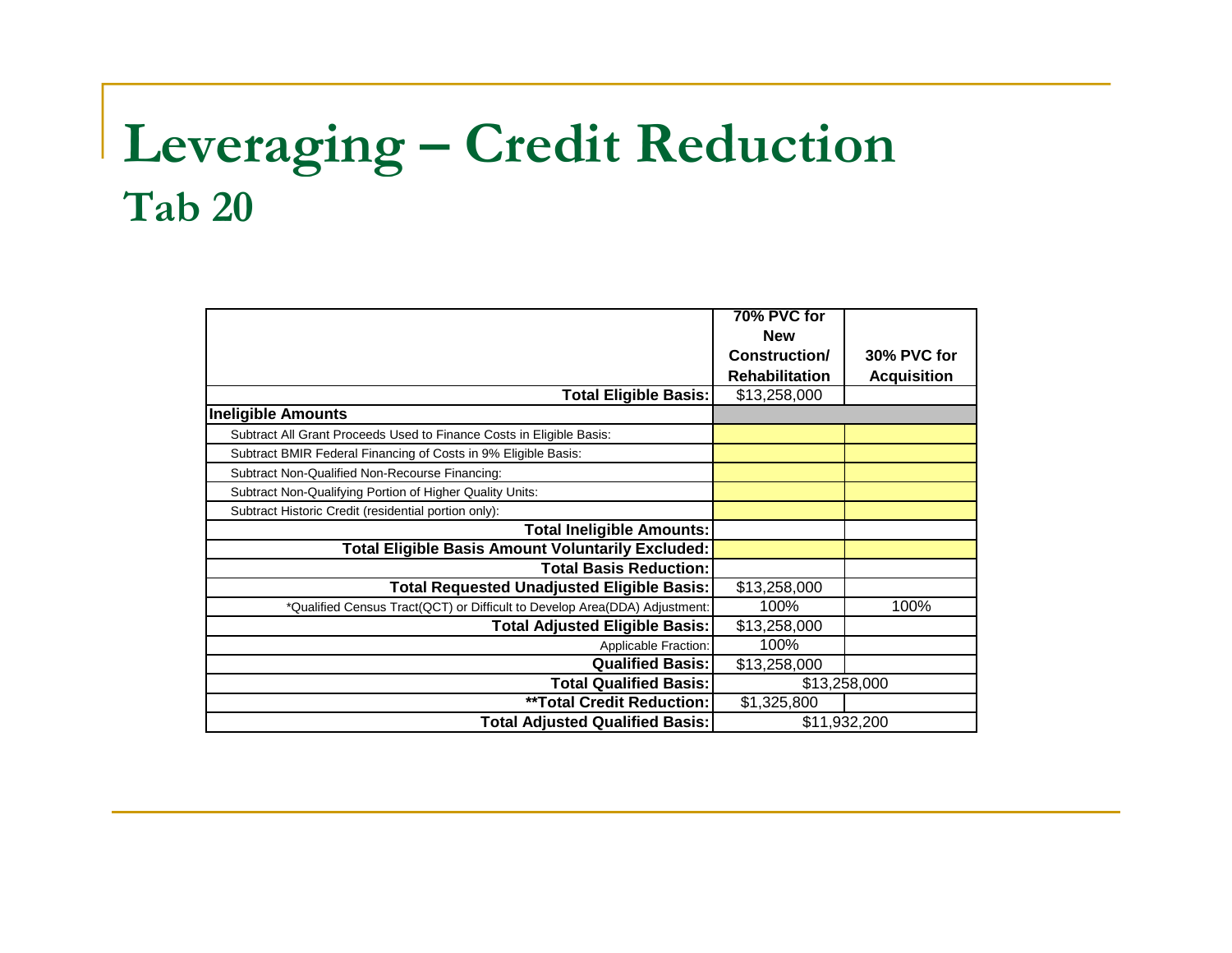# Leveraging – Credit Reduction

## Tab 20

| | 70% PVC for New Construction/ Rehabilitation | 30% PVC for Acquisition |
|---|---|---|
| **Total Eligible Basis:** | $13,258,000 | |
| **Ineligible Amounts** | | |
| Subtract All Grant Proceeds Used to Finance Costs in Eligible Basis: | | |
| Subtract BMIR Federal Financing of Costs in 9% Eligible Basis: | | |
| Subtract Non-Qualified Non-Recourse Financing: | | |
| Subtract Non-Qualifying Portion of Higher Quality Units: | | |
| Subtract Historic Credit (residential portion only): | | |
| **Total Ineligible Amounts:** | | |
| **Total Eligible Basis Amount Voluntarily Excluded:** | | |
| **Total Basis Reduction:** | | |
| **Total Requested Unadjusted Eligible Basis:** | $13,258,000 | |
| *Qualified Census Tract(QCT) or Difficult to Develop Area(DDA) Adjustment: | 100% | 100% |
| **Total Adjusted Eligible Basis:** | $13,258,000 | |
| Applicable Fraction: | 100% | |
| **Qualified Basis:** | $13,258,000 | |
| **Total Qualified Basis:** | $13,258,000 | |
| **\*\*Total Credit Reduction:** | $1,325,800 | |
| **Total Adjusted Qualified Basis:** | $11,932,200 | |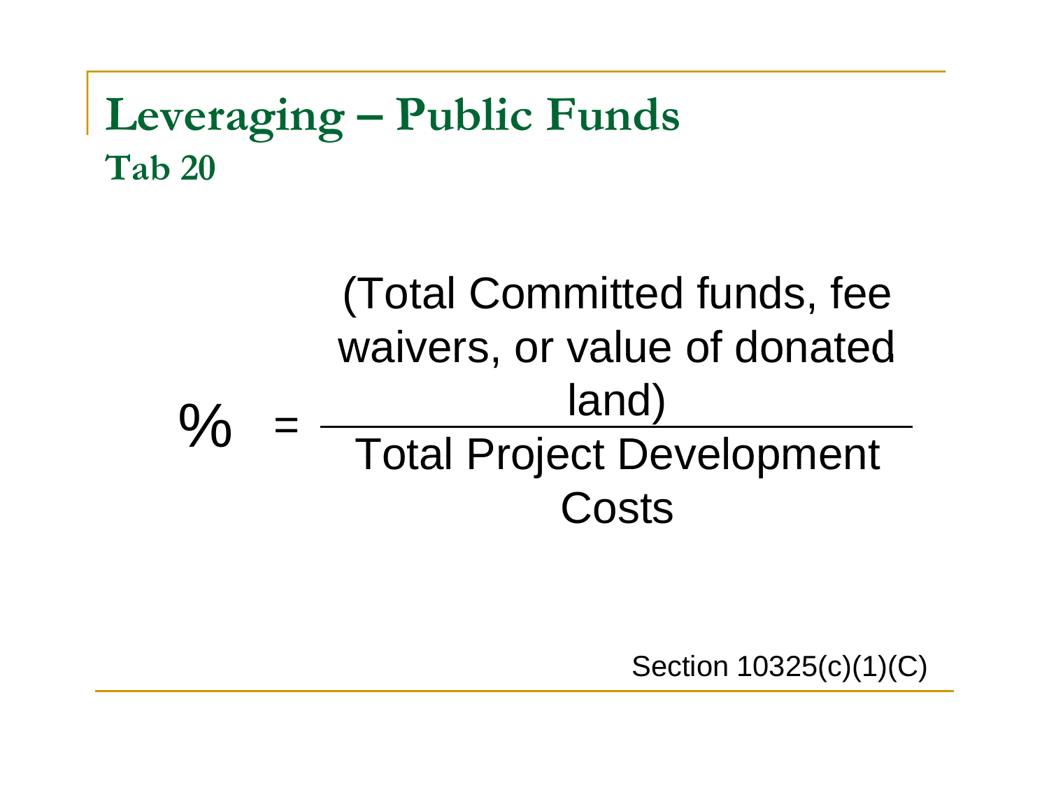# Leveraging – Public Funds
## Tab 20

$$\% = \frac{\text{(Total Committed funds, fee waivers, or value of donated land)}}{\text{Total Project Development Costs}}$$

Section 10325(c)(1)(C)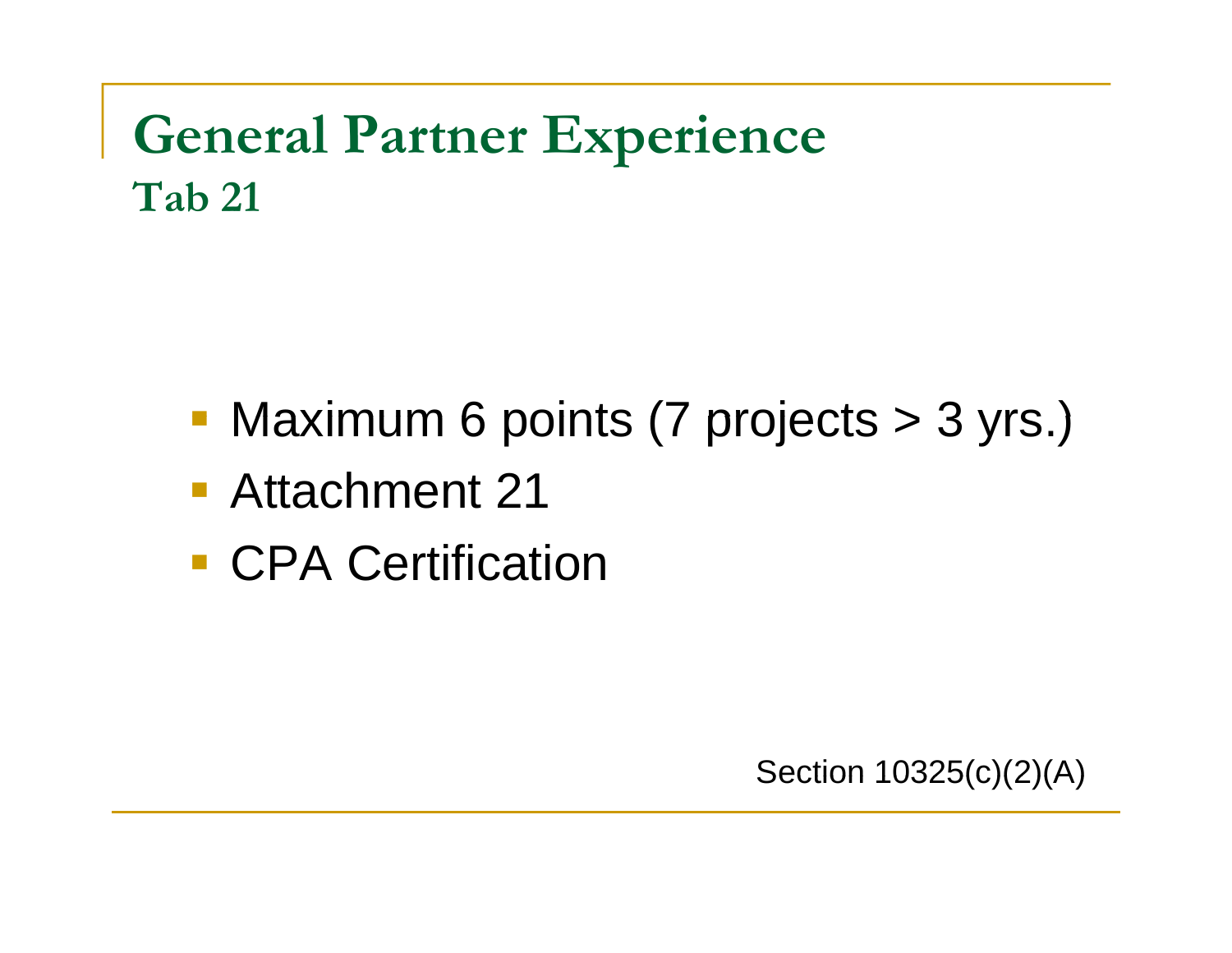# General Partner Experience

## Tab 21

- Maximum 6 points (7 projects > 3 yrs.)
- Attachment 21
- CPA Certification

Section 10325(c)(2)(A)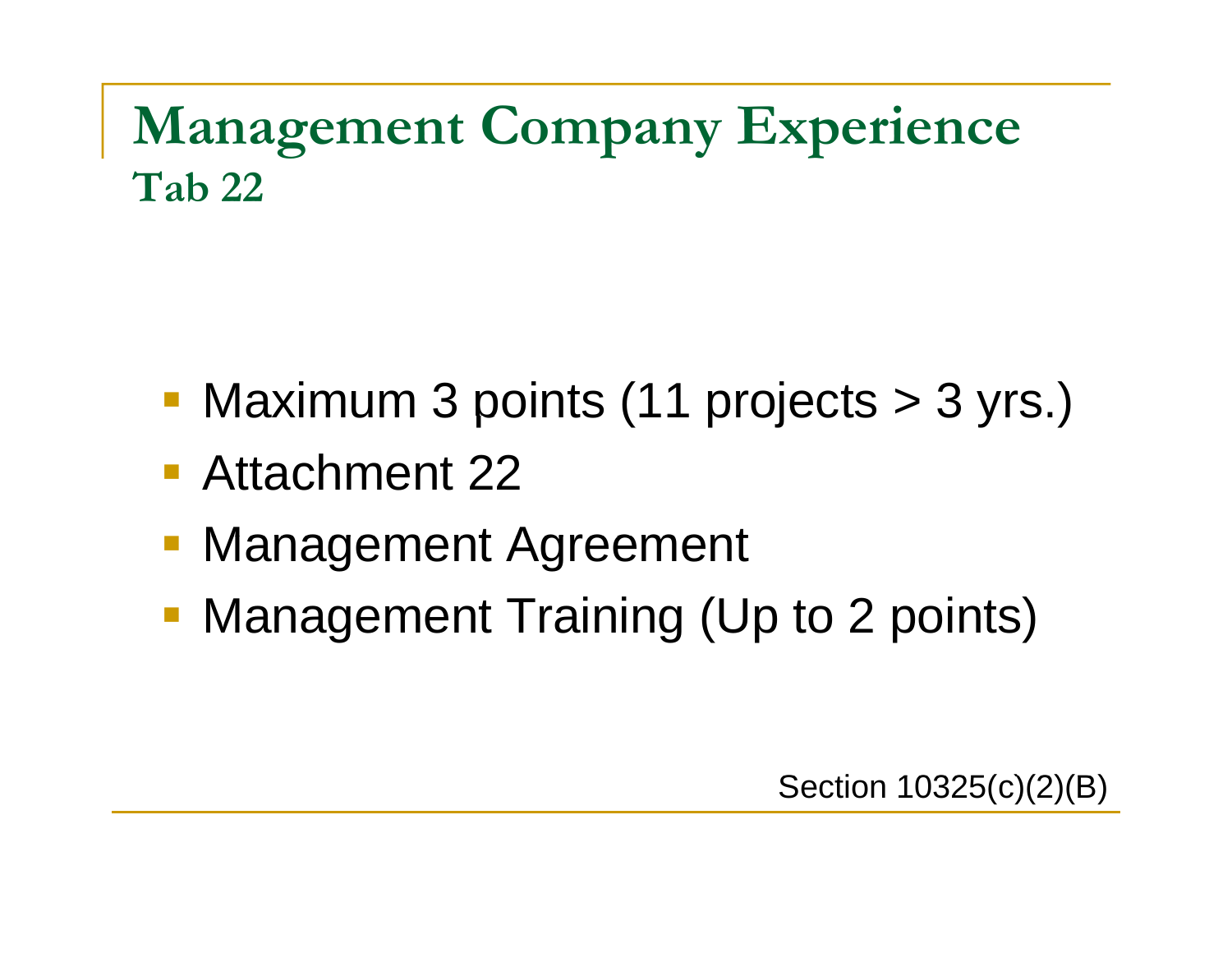# Management Company Experience

## Tab 22

- Maximum 3 points (11 projects > 3 yrs.)
- Attachment 22
- Management Agreement
- Management Training (Up to 2 points)

Section 10325(c)(2)(B)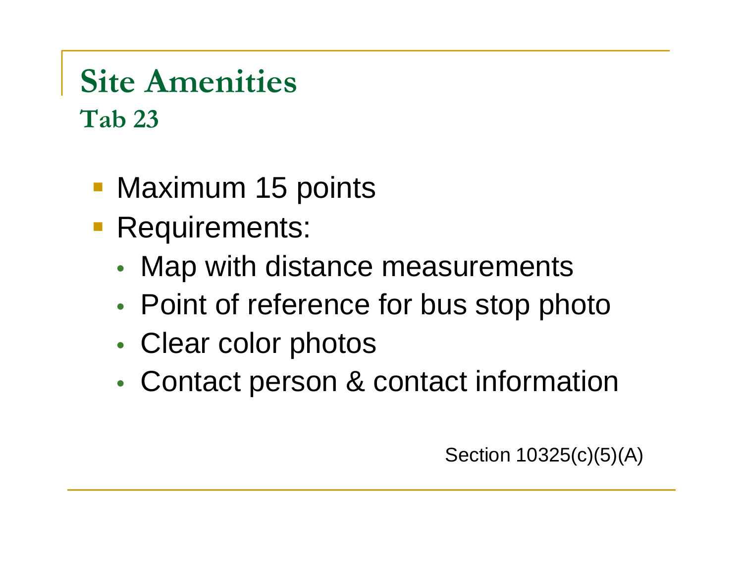# Site Amenities
## Tab 23

- Maximum 15 points
- Requirements:
  - Map with distance measurements
  - Point of reference for bus stop photo
  - Clear color photos
  - Contact person & contact information

Section 10325(c)(5)(A)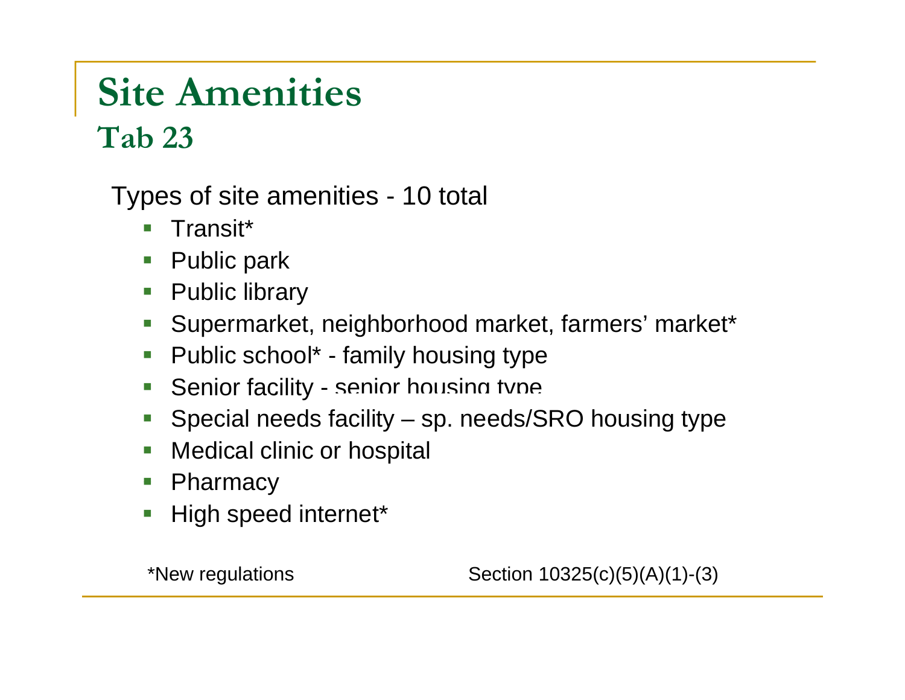# Site Amenities
## Tab 23

Types of site amenities - 10 total

- Transit*
- Public park
- Public library
- Supermarket, neighborhood market, farmers' market*
- Public school* - family housing type
- Senior facility - senior housing type
- Special needs facility – sp. needs/SRO housing type
- Medical clinic or hospital
- Pharmacy
- High speed internet*

*New regulations

Section 10325(c)(5)(A)(1)-(3)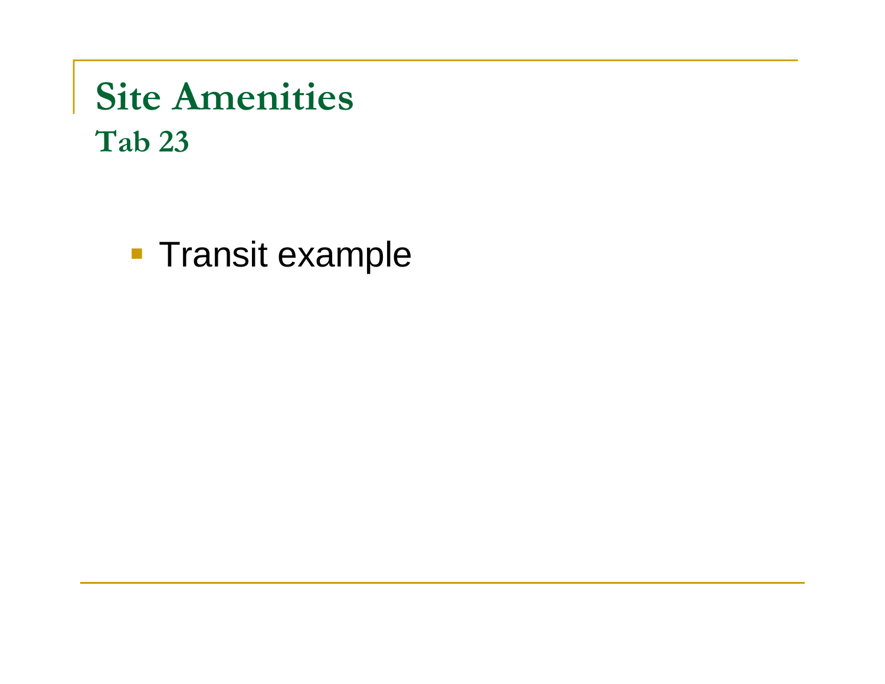# Site Amenities

## Tab 23

- Transit example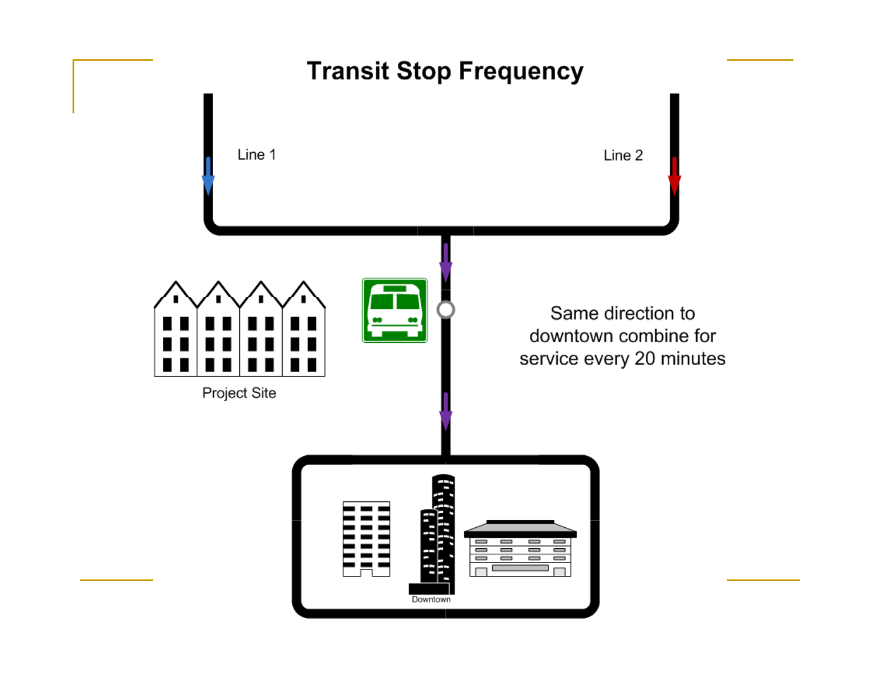# Transit Stop Frequency

Line 1

Line 2

Project Site

Same direction to downtown combine for service every 20 minutes

Downtown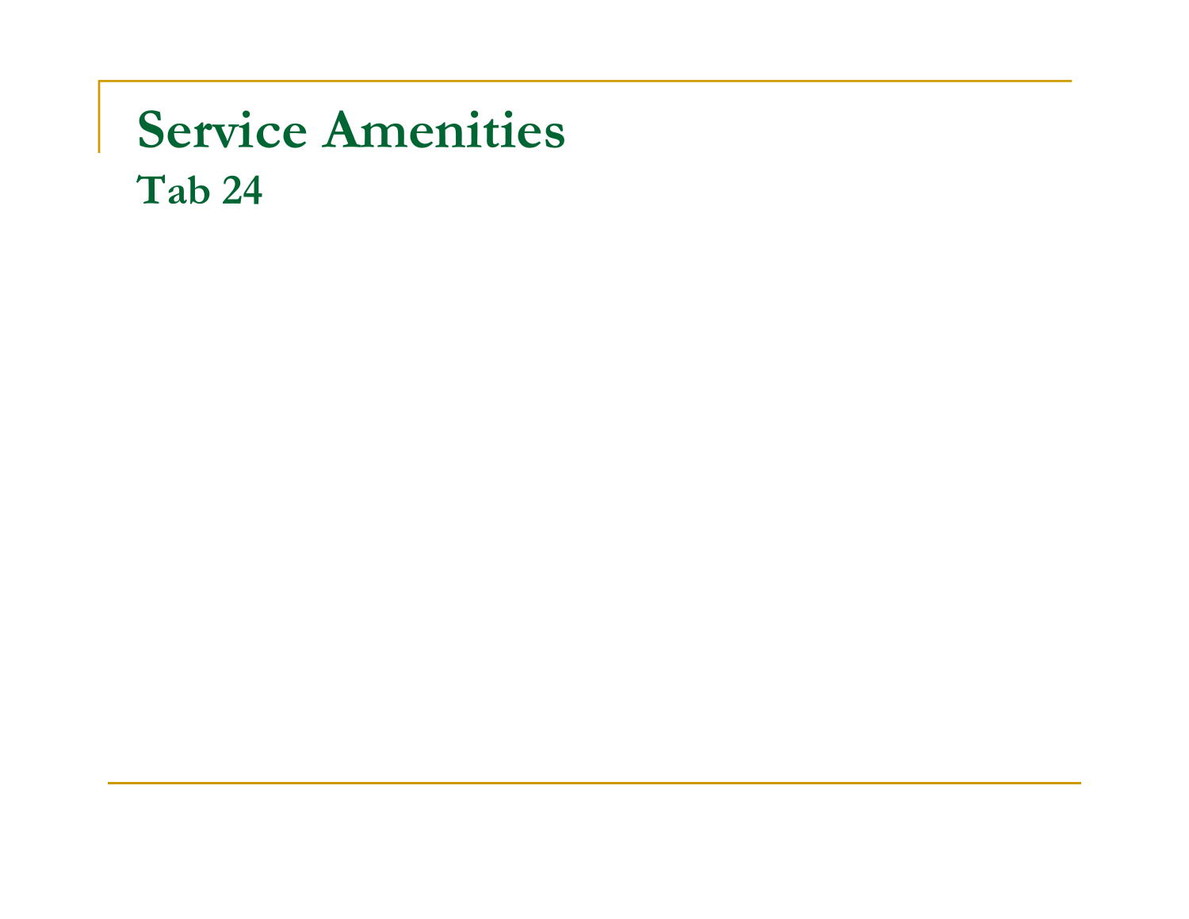# Service Amenities

## Tab 24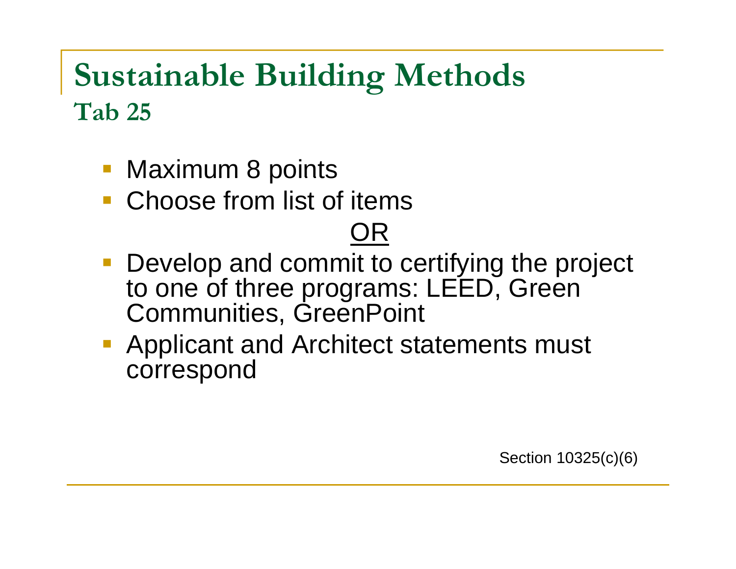# Sustainable Building Methods

## Tab 25

- Maximum 8 points
- Choose from list of items

OR

- Develop and commit to certifying the project to one of three programs: LEED, Green Communities, GreenPoint
- Applicant and Architect statements must correspond

Section 10325(c)(6)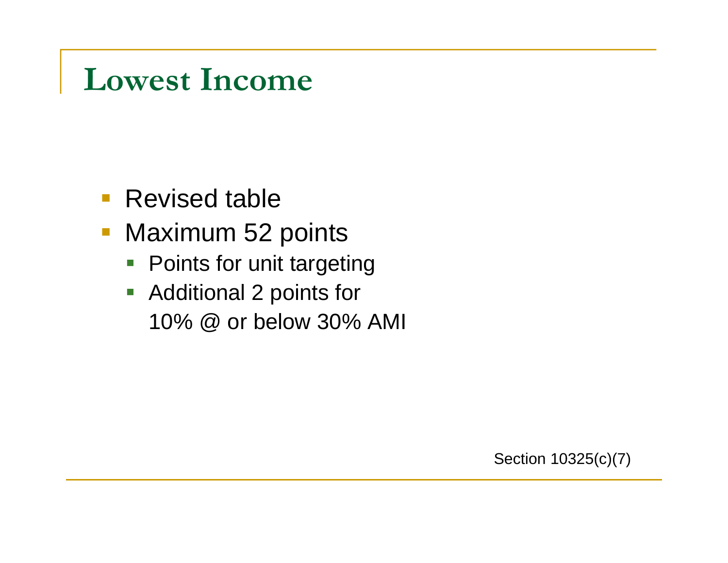# Lowest Income

- Revised table
- Maximum 52 points
  - Points for unit targeting
  - Additional 2 points for 10% @ or below 30% AMI

Section 10325(c)(7)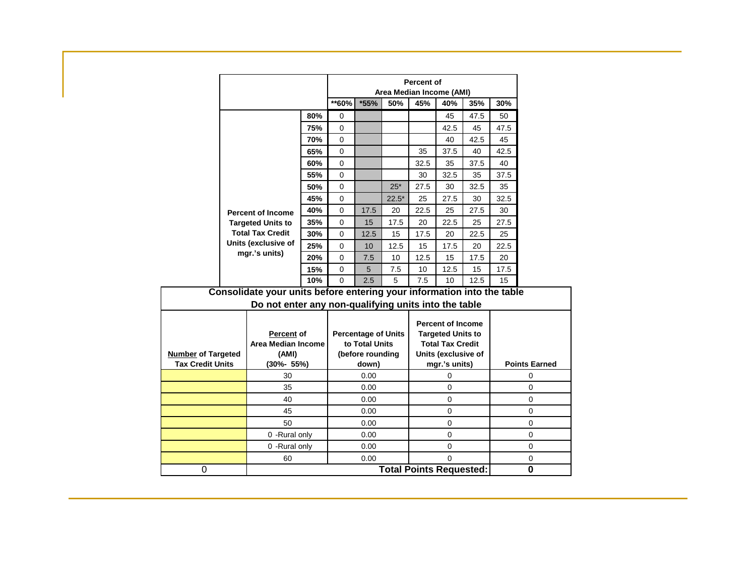| Percent of Income Targeted Units to Total Tax Credit Units (exclusive of mgr.'s units) | | Percent of Area Median Income (AMI) | | | | | | |
|---|---|---|---|---|---|---|---|---|
| | | **60% | *55% | 50% | 45% | 40% | 35% | 30% |
| | 80% | 0 | | | | 45 | 47.5 | 50 |
| | 75% | 0 | | | | 42.5 | 45 | 47.5 |
| | 70% | 0 | | | | 40 | 42.5 | 45 |
| | 65% | 0 | | | 35 | 37.5 | 40 | 42.5 |
| | 60% | 0 | | | 32.5 | 35 | 37.5 | 40 |
| | 55% | 0 | | | 30 | 32.5 | 35 | 37.5 |
| | 50% | 0 | | 25* | 27.5 | 30 | 32.5 | 35 |
| | 45% | 0 | | 22.5* | 25 | 27.5 | 30 | 32.5 |
| | 40% | 0 | 17.5 | 20 | 22.5 | 25 | 27.5 | 30 |
| | 35% | 0 | 15 | 17.5 | 20 | 22.5 | 25 | 27.5 |
| | 30% | 0 | 12.5 | 15 | 17.5 | 20 | 22.5 | 25 |
| | 25% | 0 | 10 | 12.5 | 15 | 17.5 | 20 | 22.5 |
| | 20% | 0 | 7.5 | 10 | 12.5 | 15 | 17.5 | 20 |
| | 15% | 0 | 5 | 7.5 | 10 | 12.5 | 15 | 17.5 |
| | 10% | 0 | 2.5 | 5 | 7.5 | 10 | 12.5 | 15 |

**Consolidate your units before entering your information into the table**

**Do not enter any non-qualifying units into the table**

| Number of Targeted Tax Credit Units | Percent of Area Median Income (AMI) (30%- 55%) | Percentage of Units to Total Units (before rounding down) | Percent of Income Targeted Units to Total Tax Credit Units (exclusive of mgr.'s units) | Points Earned |
|---|---|---|---|---|
| | 30 | 0.00 | 0 | 0 |
| | 35 | 0.00 | 0 | 0 |
| | 40 | 0.00 | 0 | 0 |
| | 45 | 0.00 | 0 | 0 |
| | 50 | 0.00 | 0 | 0 |
| | 0 -Rural only | 0.00 | 0 | 0 |
| | 0 -Rural only | 0.00 | 0 | 0 |
| | 60 | 0.00 | 0 | 0 |
| 0 | | | **Total Points Requested:** | **0** |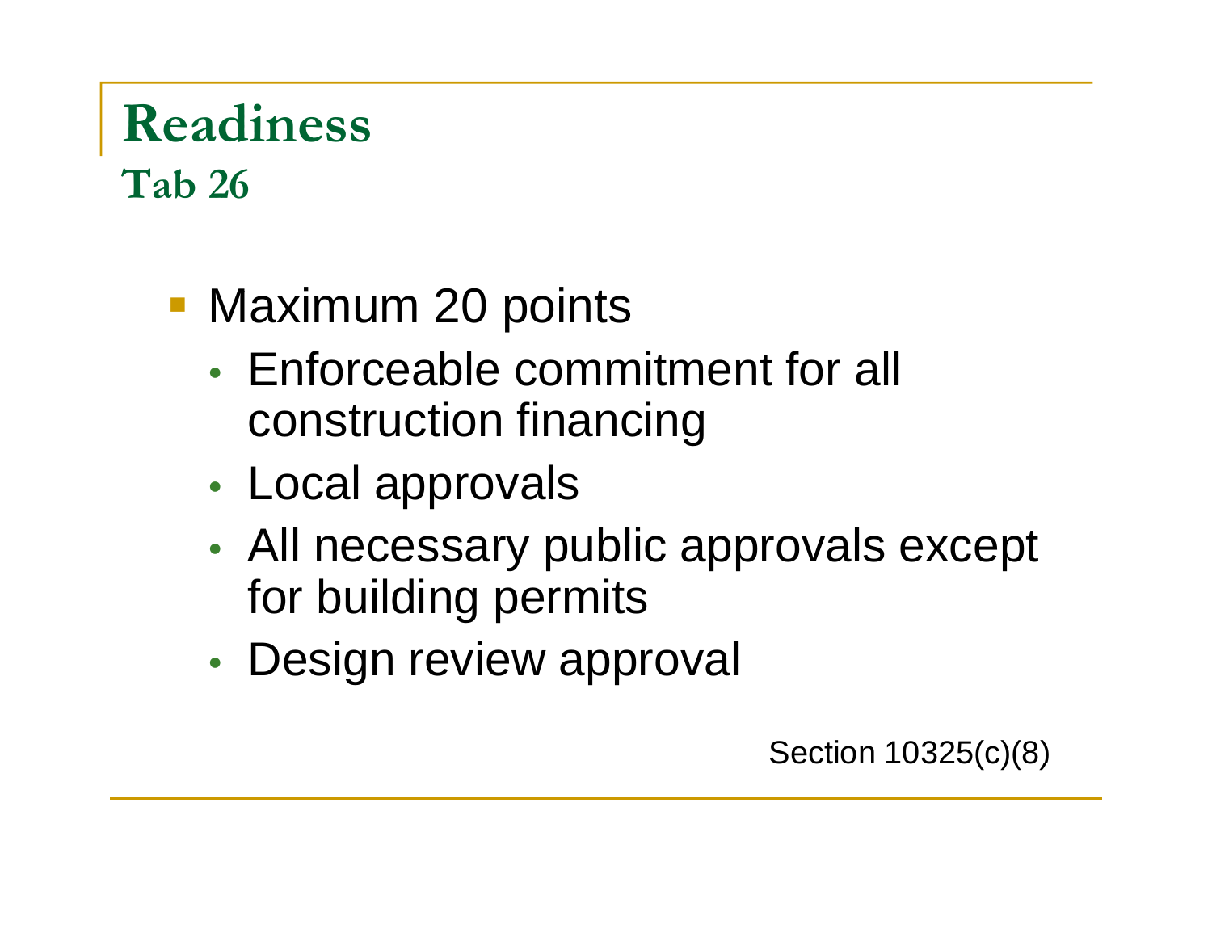# Readiness

## Tab 26

- Maximum 20 points
  - Enforceable commitment for all construction financing
  - Local approvals
  - All necessary public approvals except for building permits
  - Design review approval

Section 10325(c)(8)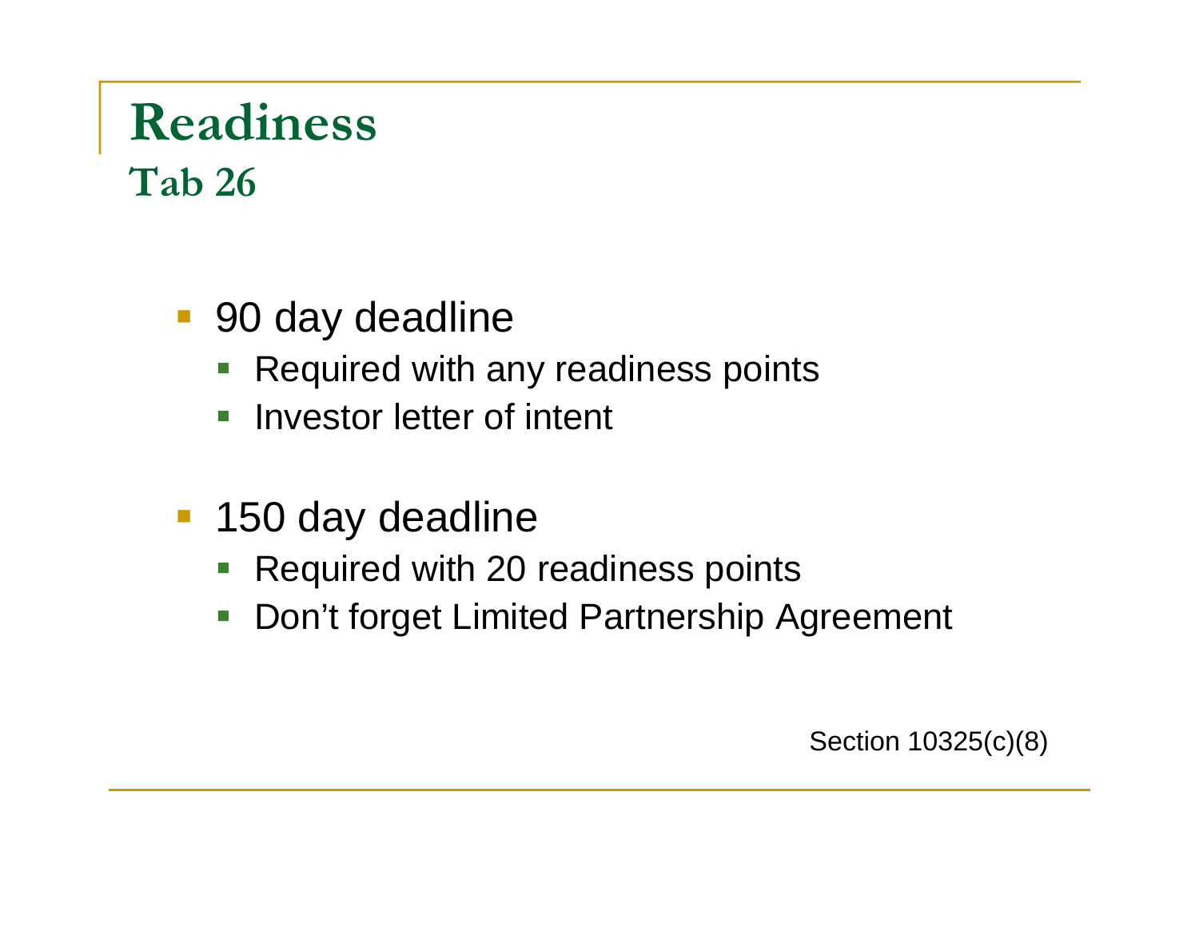# Readiness

## Tab 26

- 90 day deadline
  - Required with any readiness points
  - Investor letter of intent
- 150 day deadline
  - Required with 20 readiness points
  - Don't forget Limited Partnership Agreement

Section 10325(c)(8)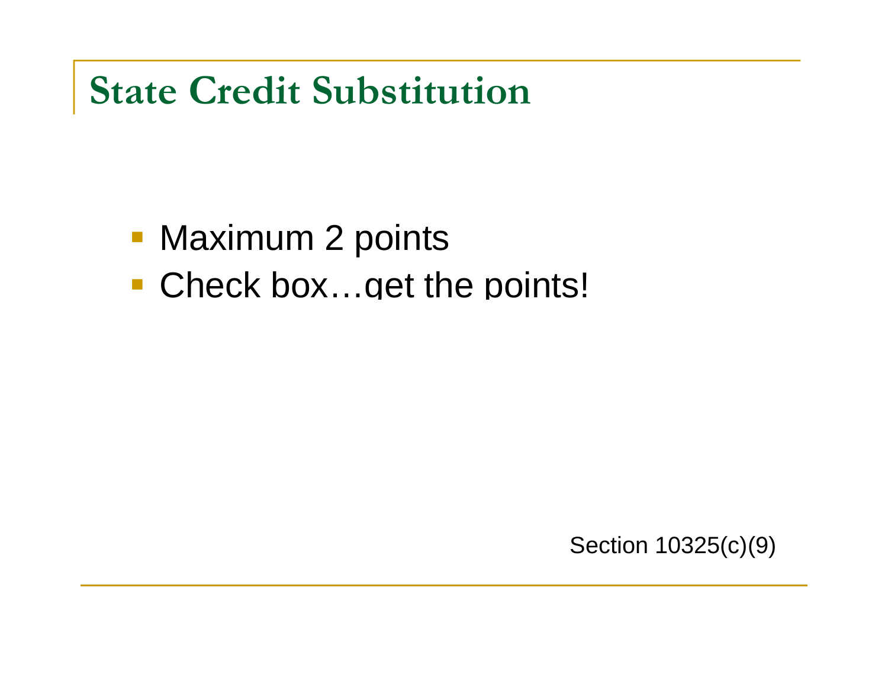# State Credit Substitution

- Maximum 2 points
- Check box…get the points!

Section 10325(c)(9)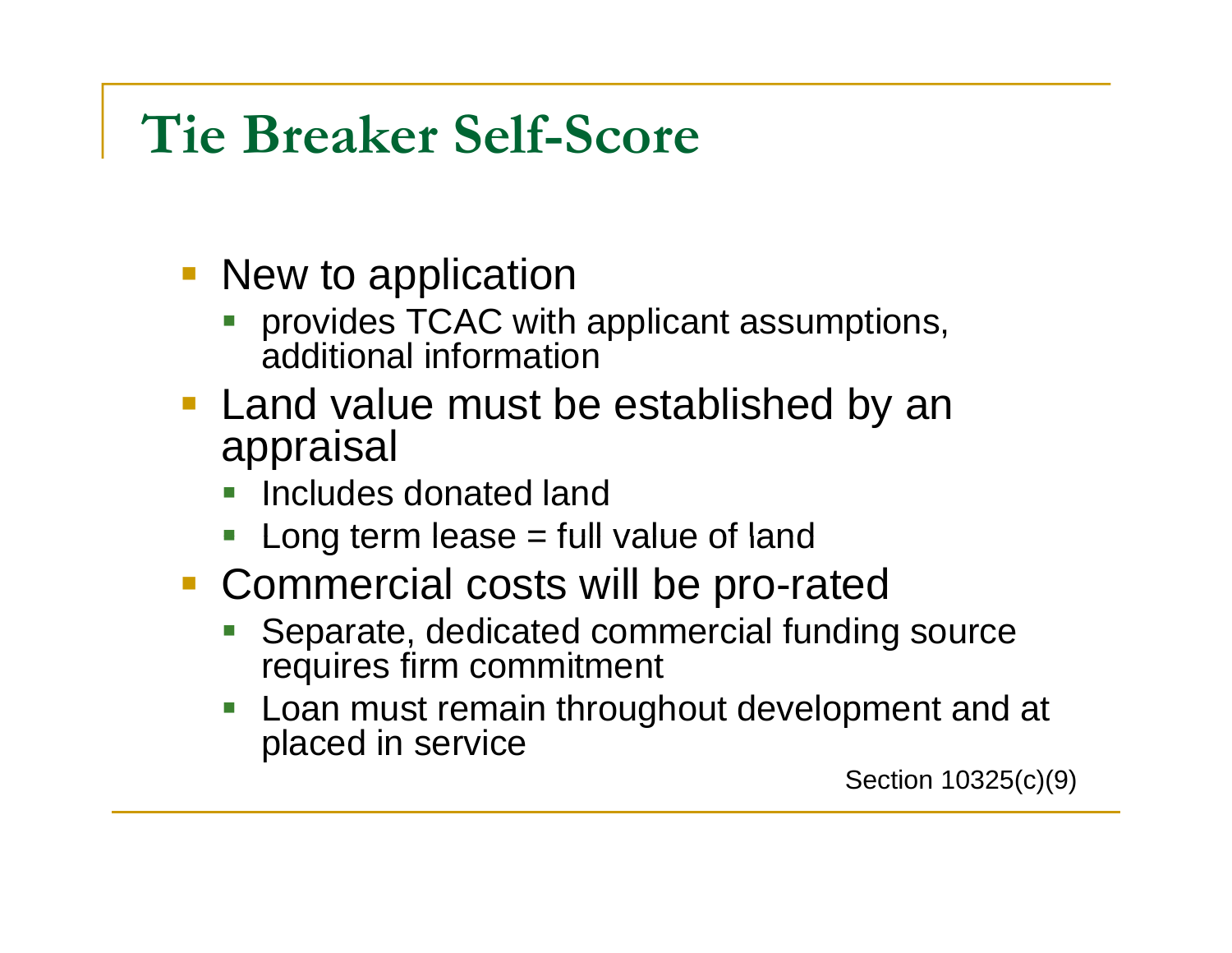# Tie Breaker Self-Score

- New to application
  - provides TCAC with applicant assumptions, additional information
- Land value must be established by an appraisal
  - Includes donated land
  - Long term lease = full value of land
- Commercial costs will be pro-rated
  - Separate, dedicated commercial funding source requires firm commitment
  - Loan must remain throughout development and at placed in service

Section 10325(c)(9)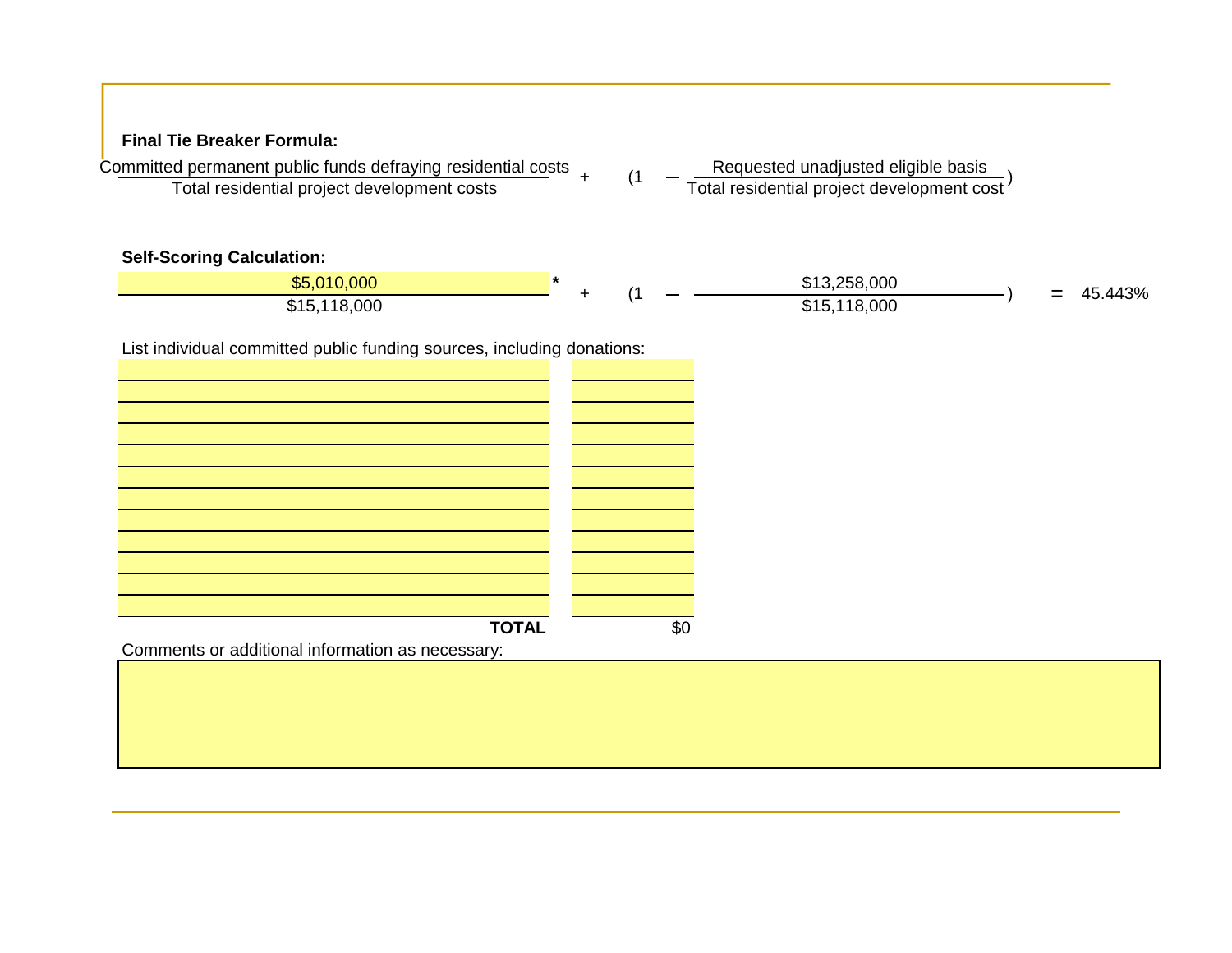**Final Tie Breaker Formula:**

$$\frac{\text{Committed permanent public funds defraying residential costs}}{\text{Total residential project development costs}} + \left(1 - \frac{\text{Requested unadjusted eligible basis}}{\text{Total residential project development cost}}\right)$$

**Self-Scoring Calculation:**

$$\frac{\$5{,}010{,}000}{\$15{,}118{,}000}\text{*} + \left(1 - \frac{\$13{,}258{,}000}{\$15{,}118{,}000}\right) = 45.443\%$$

List individual committed public funding sources, including donations:

| | |
|---|---|
| | |
| | |
| | |
| | |
| | |
| | |
| | |
| | |
| | |
| | |
| | |
| | |
| **TOTAL** | $0 |

Comments or additional information as necessary: